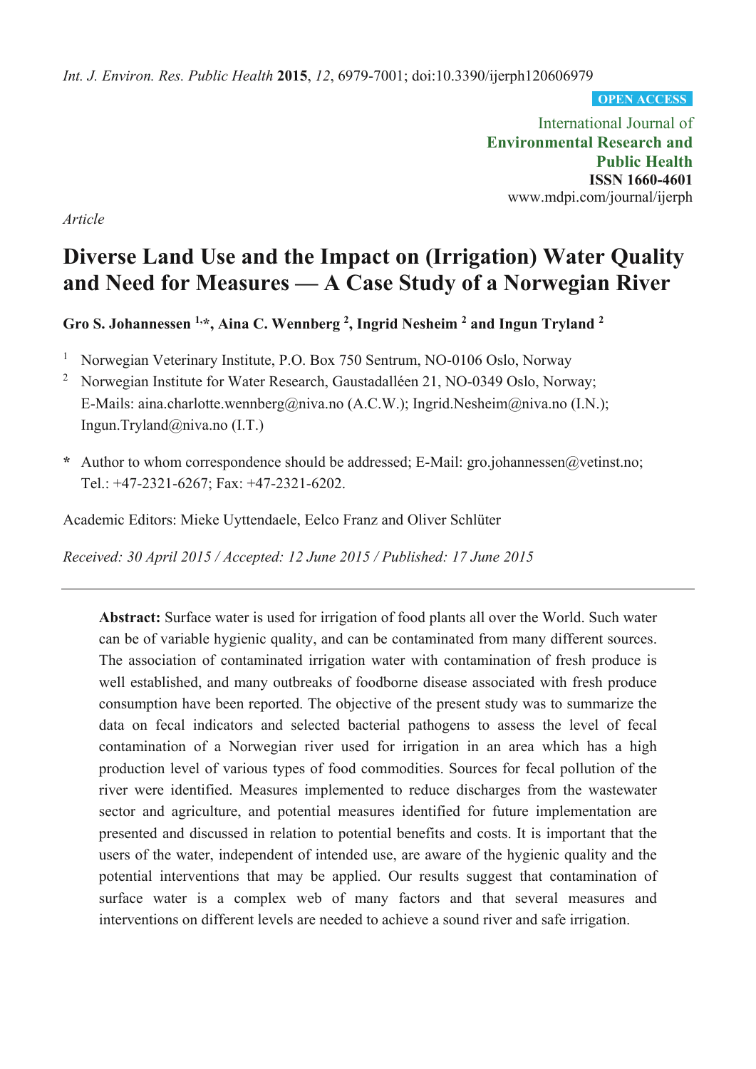*Int. J. Environ. Res. Public Health* **2015**, *12*, 6979-7001; doi:10.3390/ijerph120606979

OPEN ACCESS

International Journal of
**Environmental Research and Public Health**
**ISSN 1660-4601**
www.mdpi.com/journal/ijerph

*Article*

# Diverse Land Use and the Impact on (Irrigation) Water Quality and Need for Measures — A Case Study of a Norwegian River

**Gro S. Johannessen [1,*], Aina C. Wennberg [2], Ingrid Nesheim [2] and Ingun Tryland [2]**

[1] Norwegian Veterinary Institute, P.O. Box 750 Sentrum, NO-0106 Oslo, Norway

[2] Norwegian Institute for Water Research, Gaustadalléen 21, NO-0349 Oslo, Norway; E-Mails: aina.charlotte.wennberg@niva.no (A.C.W.); Ingrid.Nesheim@niva.no (I.N.); Ingun.Tryland@niva.no (I.T.)

* Author to whom correspondence should be addressed; E-Mail: gro.johannessen@vetinst.no; Tel.: +47-2321-6267; Fax: +47-2321-6202.

Academic Editors: Mieke Uyttendaele, Eelco Franz and Oliver Schlüter

*Received: 30 April 2015 / Accepted: 12 June 2015 / Published: 17 June 2015*

---

**Abstract:** Surface water is used for irrigation of food plants all over the World. Such water can be of variable hygienic quality, and can be contaminated from many different sources. The association of contaminated irrigation water with contamination of fresh produce is well established, and many outbreaks of foodborne disease associated with fresh produce consumption have been reported. The objective of the present study was to summarize the data on fecal indicators and selected bacterial pathogens to assess the level of fecal contamination of a Norwegian river used for irrigation in an area which has a high production level of various types of food commodities. Sources for fecal pollution of the river were identified. Measures implemented to reduce discharges from the wastewater sector and agriculture, and potential measures identified for future implementation are presented and discussed in relation to potential benefits and costs. It is important that the users of the water, independent of intended use, are aware of the hygienic quality and the potential interventions that may be applied. Our results suggest that contamination of surface water is a complex web of many factors and that several measures and interventions on different levels are needed to achieve a sound river and safe irrigation.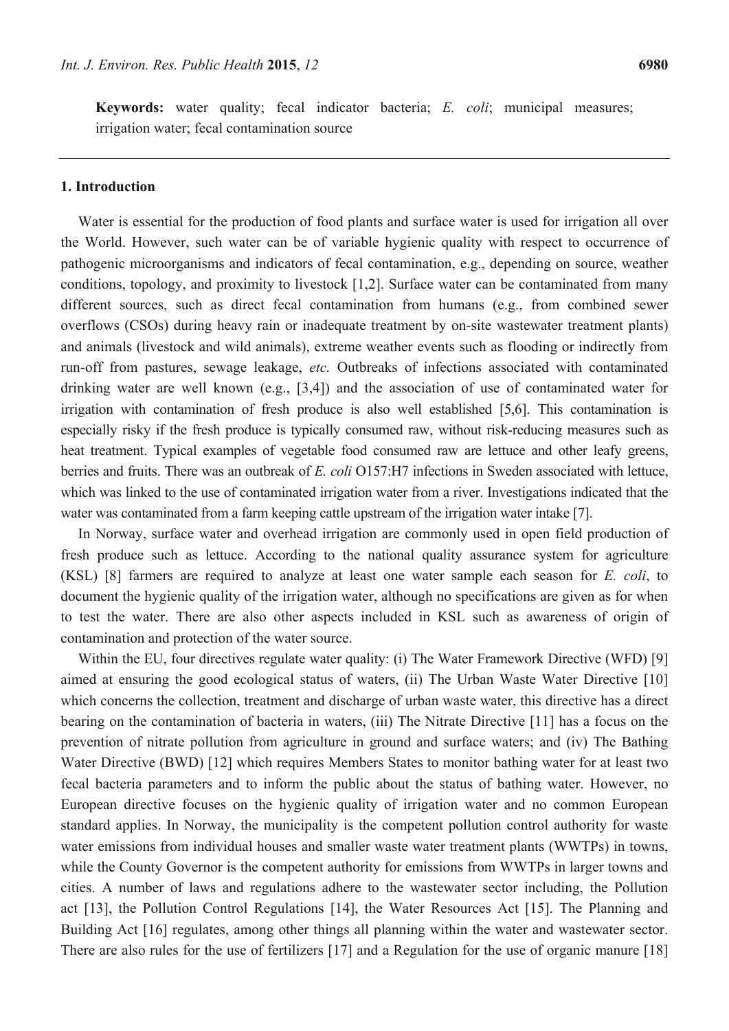**Keywords:** water quality; fecal indicator bacteria; *E. coli*; municipal measures; irrigation water; fecal contamination source

## 1. Introduction

Water is essential for the production of food plants and surface water is used for irrigation all over the World. However, such water can be of variable hygienic quality with respect to occurrence of pathogenic microorganisms and indicators of fecal contamination, e.g., depending on source, weather conditions, topology, and proximity to livestock [1,2]. Surface water can be contaminated from many different sources, such as direct fecal contamination from humans (e.g., from combined sewer overflows (CSOs) during heavy rain or inadequate treatment by on-site wastewater treatment plants) and animals (livestock and wild animals), extreme weather events such as flooding or indirectly from run-off from pastures, sewage leakage, *etc.* Outbreaks of infections associated with contaminated drinking water are well known (e.g., [3,4]) and the association of use of contaminated water for irrigation with contamination of fresh produce is also well established [5,6]. This contamination is especially risky if the fresh produce is typically consumed raw, without risk-reducing measures such as heat treatment. Typical examples of vegetable food consumed raw are lettuce and other leafy greens, berries and fruits. There was an outbreak of *E. coli* O157:H7 infections in Sweden associated with lettuce, which was linked to the use of contaminated irrigation water from a river. Investigations indicated that the water was contaminated from a farm keeping cattle upstream of the irrigation water intake [7].

In Norway, surface water and overhead irrigation are commonly used in open field production of fresh produce such as lettuce. According to the national quality assurance system for agriculture (KSL) [8] farmers are required to analyze at least one water sample each season for *E. coli*, to document the hygienic quality of the irrigation water, although no specifications are given as for when to test the water. There are also other aspects included in KSL such as awareness of origin of contamination and protection of the water source.

Within the EU, four directives regulate water quality: (i) The Water Framework Directive (WFD) [9] aimed at ensuring the good ecological status of waters, (ii) The Urban Waste Water Directive [10] which concerns the collection, treatment and discharge of urban waste water, this directive has a direct bearing on the contamination of bacteria in waters, (iii) The Nitrate Directive [11] has a focus on the prevention of nitrate pollution from agriculture in ground and surface waters; and (iv) The Bathing Water Directive (BWD) [12] which requires Members States to monitor bathing water for at least two fecal bacteria parameters and to inform the public about the status of bathing water. However, no European directive focuses on the hygienic quality of irrigation water and no common European standard applies. In Norway, the municipality is the competent pollution control authority for waste water emissions from individual houses and smaller waste water treatment plants (WWTPs) in towns, while the County Governor is the competent authority for emissions from WWTPs in larger towns and cities. A number of laws and regulations adhere to the wastewater sector including, the Pollution act [13], the Pollution Control Regulations [14], the Water Resources Act [15]. The Planning and Building Act [16] regulates, among other things all planning within the water and wastewater sector. There are also rules for the use of fertilizers [17] and a Regulation for the use of organic manure [18]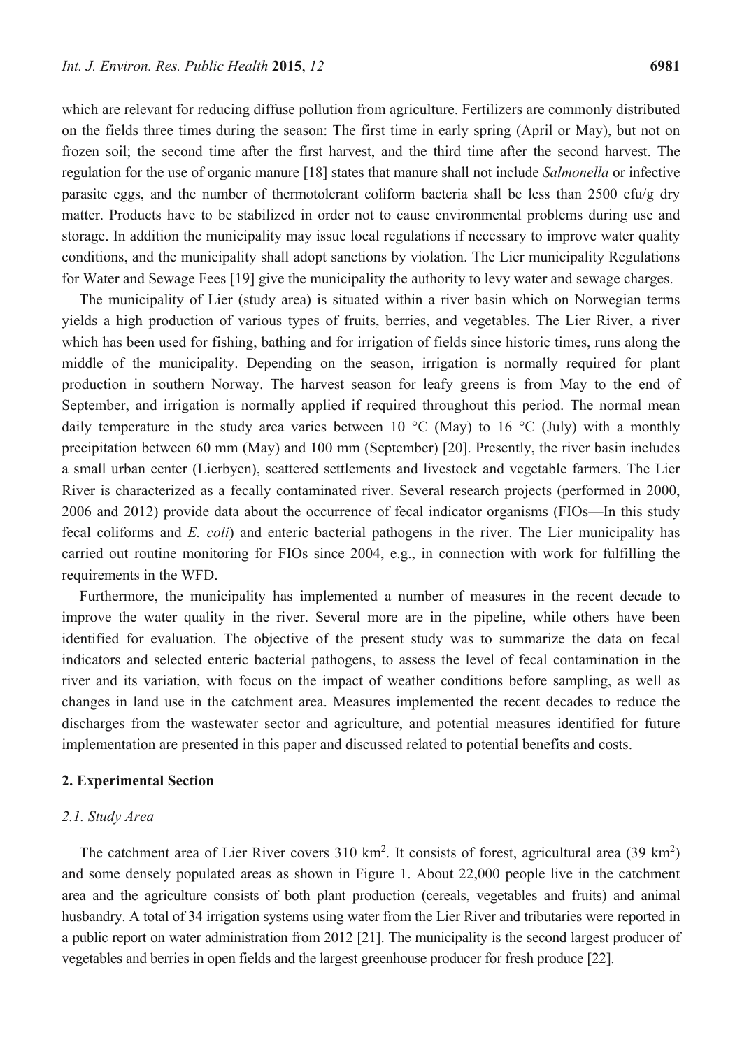which are relevant for reducing diffuse pollution from agriculture. Fertilizers are commonly distributed on the fields three times during the season: The first time in early spring (April or May), but not on frozen soil; the second time after the first harvest, and the third time after the second harvest. The regulation for the use of organic manure [18] states that manure shall not include *Salmonella* or infective parasite eggs, and the number of thermotolerant coliform bacteria shall be less than 2500 cfu/g dry matter. Products have to be stabilized in order not to cause environmental problems during use and storage. In addition the municipality may issue local regulations if necessary to improve water quality conditions, and the municipality shall adopt sanctions by violation. The Lier municipality Regulations for Water and Sewage Fees [19] give the municipality the authority to levy water and sewage charges.

The municipality of Lier (study area) is situated within a river basin which on Norwegian terms yields a high production of various types of fruits, berries, and vegetables. The Lier River, a river which has been used for fishing, bathing and for irrigation of fields since historic times, runs along the middle of the municipality. Depending on the season, irrigation is normally required for plant production in southern Norway. The harvest season for leafy greens is from May to the end of September, and irrigation is normally applied if required throughout this period. The normal mean daily temperature in the study area varies between 10 °C (May) to 16 °C (July) with a monthly precipitation between 60 mm (May) and 100 mm (September) [20]. Presently, the river basin includes a small urban center (Lierbyen), scattered settlements and livestock and vegetable farmers. The Lier River is characterized as a fecally contaminated river. Several research projects (performed in 2000, 2006 and 2012) provide data about the occurrence of fecal indicator organisms (FIOs—In this study fecal coliforms and *E. coli*) and enteric bacterial pathogens in the river. The Lier municipality has carried out routine monitoring for FIOs since 2004, e.g., in connection with work for fulfilling the requirements in the WFD.

Furthermore, the municipality has implemented a number of measures in the recent decade to improve the water quality in the river. Several more are in the pipeline, while others have been identified for evaluation. The objective of the present study was to summarize the data on fecal indicators and selected enteric bacterial pathogens, to assess the level of fecal contamination in the river and its variation, with focus on the impact of weather conditions before sampling, as well as changes in land use in the catchment area. Measures implemented the recent decades to reduce the discharges from the wastewater sector and agriculture, and potential measures identified for future implementation are presented in this paper and discussed related to potential benefits and costs.

## 2. Experimental Section

### 2.1. Study Area

The catchment area of Lier River covers 310 km$^2$. It consists of forest, agricultural area (39 km$^2$) and some densely populated areas as shown in Figure 1. About 22,000 people live in the catchment area and the agriculture consists of both plant production (cereals, vegetables and fruits) and animal husbandry. A total of 34 irrigation systems using water from the Lier River and tributaries were reported in a public report on water administration from 2012 [21]. The municipality is the second largest producer of vegetables and berries in open fields and the largest greenhouse producer for fresh produce [22].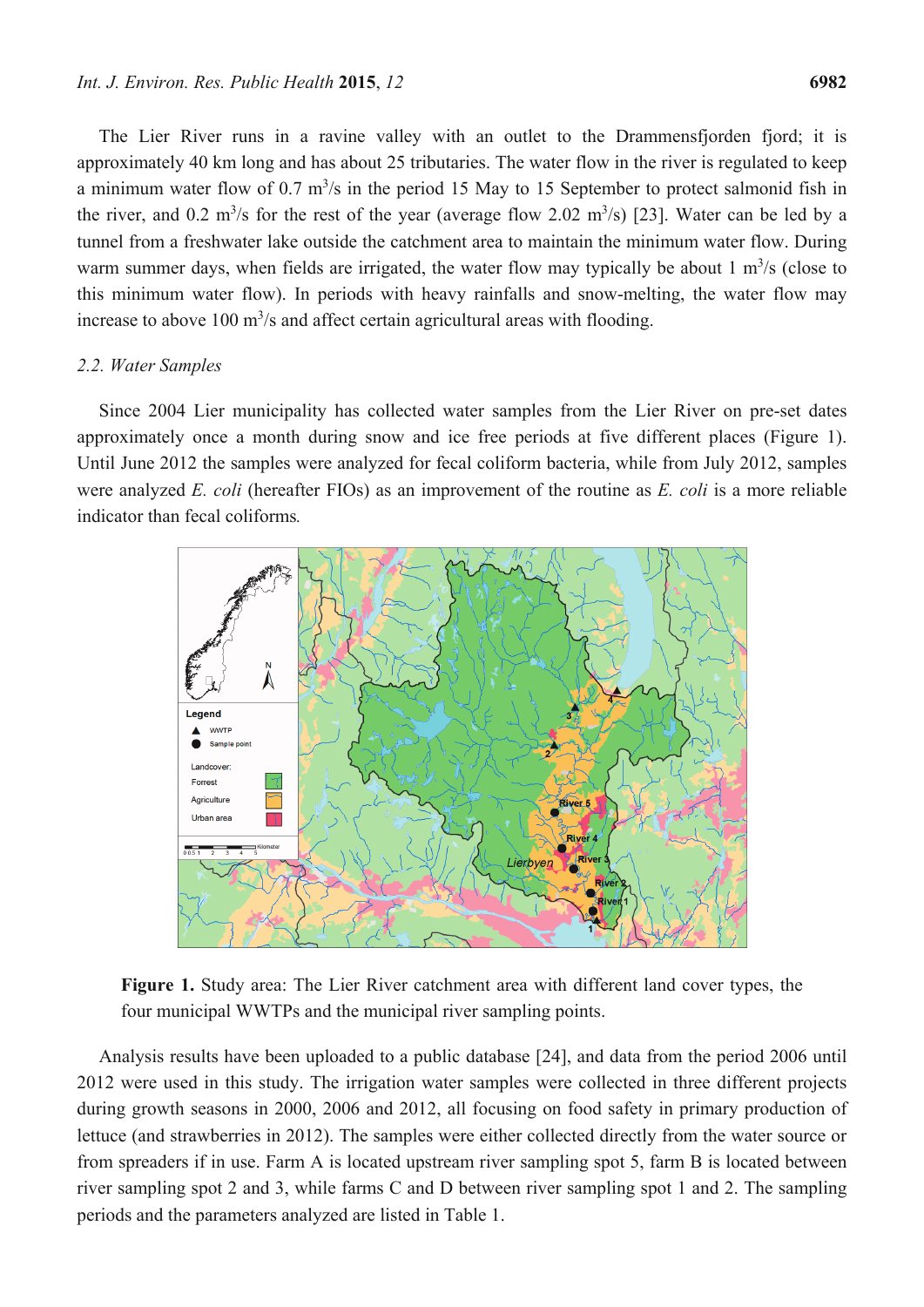The Lier River runs in a ravine valley with an outlet to the Drammensfjorden fjord; it is approximately 40 km long and has about 25 tributaries. The water flow in the river is regulated to keep a minimum water flow of 0.7 $m^3/s$ in the period 15 May to 15 September to protect salmonid fish in the river, and 0.2 $m^3/s$ for the rest of the year (average flow 2.02 $m^3/s$) [23]. Water can be led by a tunnel from a freshwater lake outside the catchment area to maintain the minimum water flow. During warm summer days, when fields are irrigated, the water flow may typically be about 1 $m^3/s$ (close to this minimum water flow). In periods with heavy rainfalls and snow-melting, the water flow may increase to above 100 $m^3/s$ and affect certain agricultural areas with flooding.

### 2.2. Water Samples

Since 2004 Lier municipality has collected water samples from the Lier River on pre-set dates approximately once a month during snow and ice free periods at five different places (Figure 1). Until June 2012 the samples were analyzed for fecal coliform bacteria, while from July 2012, samples were analyzed *E. coli* (hereafter FIOs) as an improvement of the routine as *E. coli* is a more reliable indicator than fecal coliforms.

**Figure 1.** Study area: The Lier River catchment area with different land cover types, the four municipal WWTPs and the municipal river sampling points.

Analysis results have been uploaded to a public database [24], and data from the period 2006 until 2012 were used in this study. The irrigation water samples were collected in three different projects during growth seasons in 2000, 2006 and 2012, all focusing on food safety in primary production of lettuce (and strawberries in 2012). The samples were either collected directly from the water source or from spreaders if in use. Farm A is located upstream river sampling spot 5, farm B is located between river sampling spot 2 and 3, while farms C and D between river sampling spot 1 and 2. The sampling periods and the parameters analyzed are listed in Table 1.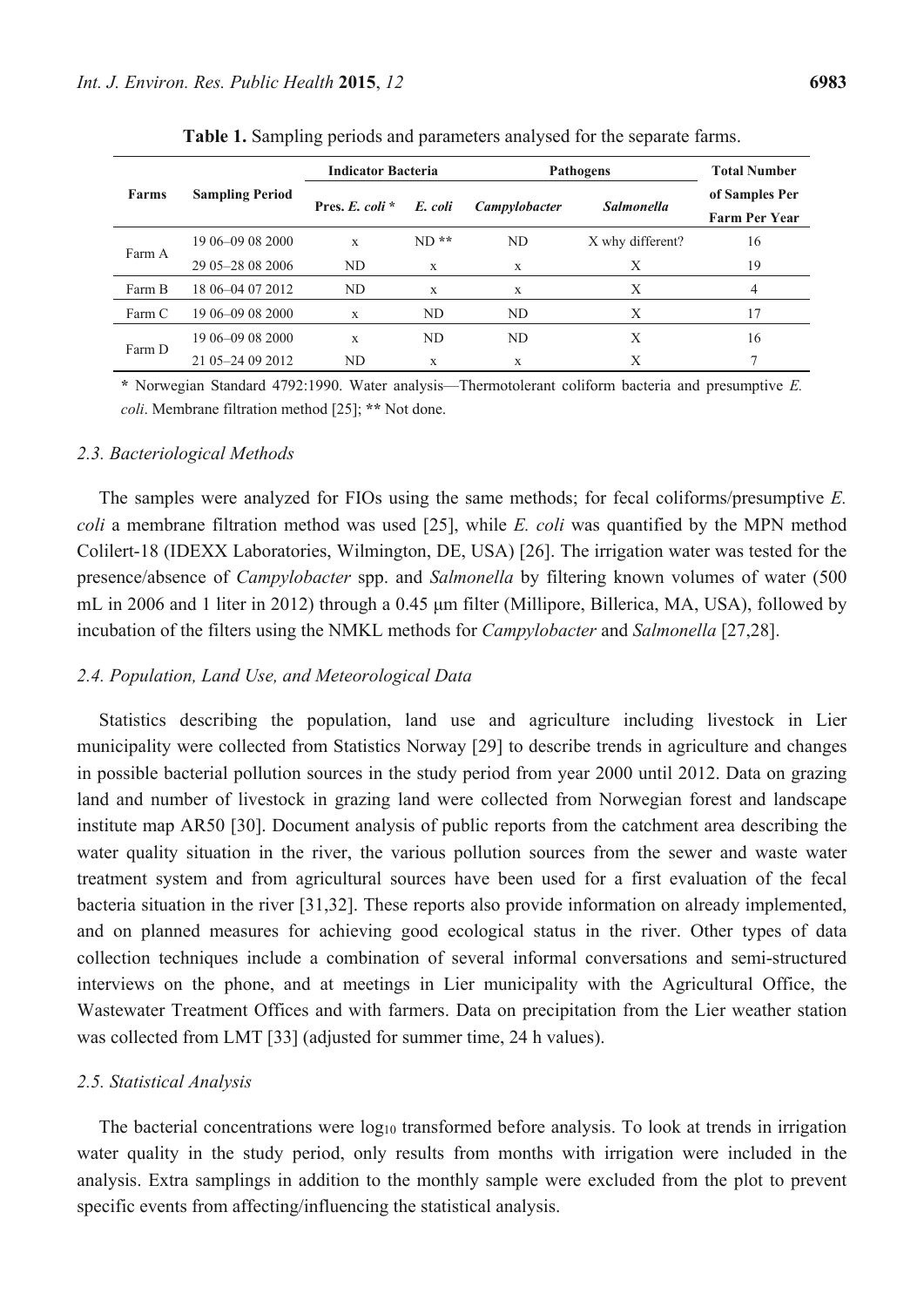**Table 1.** Sampling periods and parameters analysed for the separate farms.

| Farms | Sampling Period | Indicator Bacteria | | Pathogens | | Total Number of Samples Per Farm Per Year |
|---|---|---|---|---|---|---|
| | | Pres. *E. coli* * | *E. coli* | *Campylobacter* | *Salmonella* | |
| Farm A | 19 06–09 08 2000 | x | ND ** | ND | X why different? | 16 |
| | 29 05–28 08 2006 | ND | x | x | X | 19 |
| Farm B | 18 06–04 07 2012 | ND | x | x | X | 4 |
| Farm C | 19 06–09 08 2000 | x | ND | ND | X | 17 |
| Farm D | 19 06–09 08 2000 | x | ND | ND | X | 16 |
| | 21 05–24 09 2012 | ND | x | x | X | 7 |

* Norwegian Standard 4792:1990. Water analysis—Thermotolerant coliform bacteria and presumptive *E. coli*. Membrane filtration method [25]; ** Not done.

### 2.3. Bacteriological Methods

The samples were analyzed for FIOs using the same methods; for fecal coliforms/presumptive *E. coli* a membrane filtration method was used [25], while *E. coli* was quantified by the MPN method Colilert-18 (IDEXX Laboratories, Wilmington, DE, USA) [26]. The irrigation water was tested for the presence/absence of *Campylobacter* spp. and *Salmonella* by filtering known volumes of water (500 mL in 2006 and 1 liter in 2012) through a 0.45 µm filter (Millipore, Billerica, MA, USA), followed by incubation of the filters using the NMKL methods for *Campylobacter* and *Salmonella* [27,28].

### 2.4. Population, Land Use, and Meteorological Data

Statistics describing the population, land use and agriculture including livestock in Lier municipality were collected from Statistics Norway [29] to describe trends in agriculture and changes in possible bacterial pollution sources in the study period from year 2000 until 2012. Data on grazing land and number of livestock in grazing land were collected from Norwegian forest and landscape institute map AR50 [30]. Document analysis of public reports from the catchment area describing the water quality situation in the river, the various pollution sources from the sewer and waste water treatment system and from agricultural sources have been used for a first evaluation of the fecal bacteria situation in the river [31,32]. These reports also provide information on already implemented, and on planned measures for achieving good ecological status in the river. Other types of data collection techniques include a combination of several informal conversations and semi-structured interviews on the phone, and at meetings in Lier municipality with the Agricultural Office, the Wastewater Treatment Offices and with farmers. Data on precipitation from the Lier weather station was collected from LMT [33] (adjusted for summer time, 24 h values).

### 2.5. Statistical Analysis

The bacterial concentrations were $\log_{10}$ transformed before analysis. To look at trends in irrigation water quality in the study period, only results from months with irrigation were included in the analysis. Extra samplings in addition to the monthly sample were excluded from the plot to prevent specific events from affecting/influencing the statistical analysis.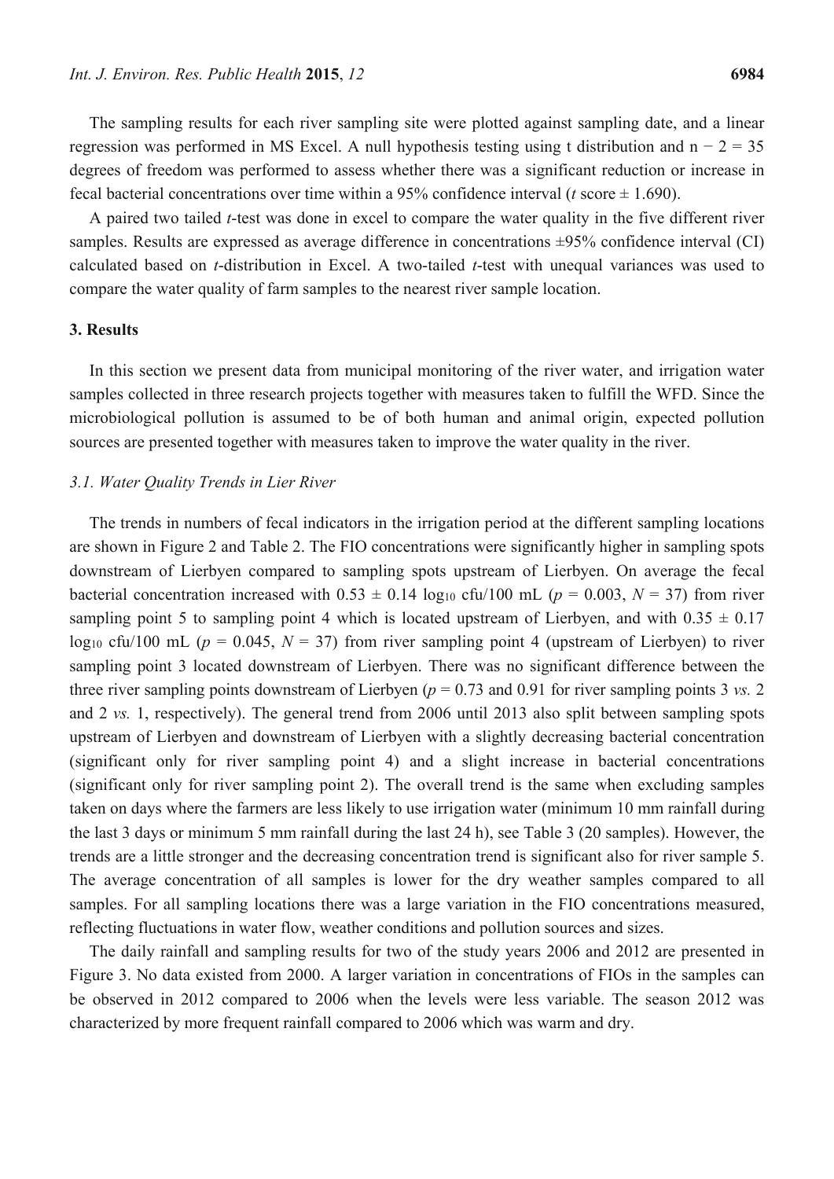The sampling results for each river sampling site were plotted against sampling date, and a linear regression was performed in MS Excel. A null hypothesis testing using t distribution and $n - 2 = 35$ degrees of freedom was performed to assess whether there was a significant reduction or increase in fecal bacterial concentrations over time within a 95% confidence interval ($t$ score $\pm$ 1.690).

A paired two tailed *t*-test was done in excel to compare the water quality in the five different river samples. Results are expressed as average difference in concentrations ±95% confidence interval (CI) calculated based on *t*-distribution in Excel. A two-tailed *t*-test with unequal variances was used to compare the water quality of farm samples to the nearest river sample location.

## 3. Results

In this section we present data from municipal monitoring of the river water, and irrigation water samples collected in three research projects together with measures taken to fulfill the WFD. Since the microbiological pollution is assumed to be of both human and animal origin, expected pollution sources are presented together with measures taken to improve the water quality in the river.

### *3.1. Water Quality Trends in Lier River*

The trends in numbers of fecal indicators in the irrigation period at the different sampling locations are shown in Figure 2 and Table 2. The FIO concentrations were significantly higher in sampling spots downstream of Lierbyen compared to sampling spots upstream of Lierbyen. On average the fecal bacterial concentration increased with $0.53 \pm 0.14$ $\log_{10}$ cfu/100 mL ($p = 0.003$, $N = 37$) from river sampling point 5 to sampling point 4 which is located upstream of Lierbyen, and with $0.35 \pm 0.17$ $\log_{10}$ cfu/100 mL ($p = 0.045$, $N = 37$) from river sampling point 4 (upstream of Lierbyen) to river sampling point 3 located downstream of Lierbyen. There was no significant difference between the three river sampling points downstream of Lierbyen ($p = 0.73$ and 0.91 for river sampling points 3 *vs.* 2 and 2 *vs.* 1, respectively). The general trend from 2006 until 2013 also split between sampling spots upstream of Lierbyen and downstream of Lierbyen with a slightly decreasing bacterial concentration (significant only for river sampling point 4) and a slight increase in bacterial concentrations (significant only for river sampling point 2). The overall trend is the same when excluding samples taken on days where the farmers are less likely to use irrigation water (minimum 10 mm rainfall during the last 3 days or minimum 5 mm rainfall during the last 24 h), see Table 3 (20 samples). However, the trends are a little stronger and the decreasing concentration trend is significant also for river sample 5. The average concentration of all samples is lower for the dry weather samples compared to all samples. For all sampling locations there was a large variation in the FIO concentrations measured, reflecting fluctuations in water flow, weather conditions and pollution sources and sizes.

The daily rainfall and sampling results for two of the study years 2006 and 2012 are presented in Figure 3. No data existed from 2000. A larger variation in concentrations of FIOs in the samples can be observed in 2012 compared to 2006 when the levels were less variable. The season 2012 was characterized by more frequent rainfall compared to 2006 which was warm and dry.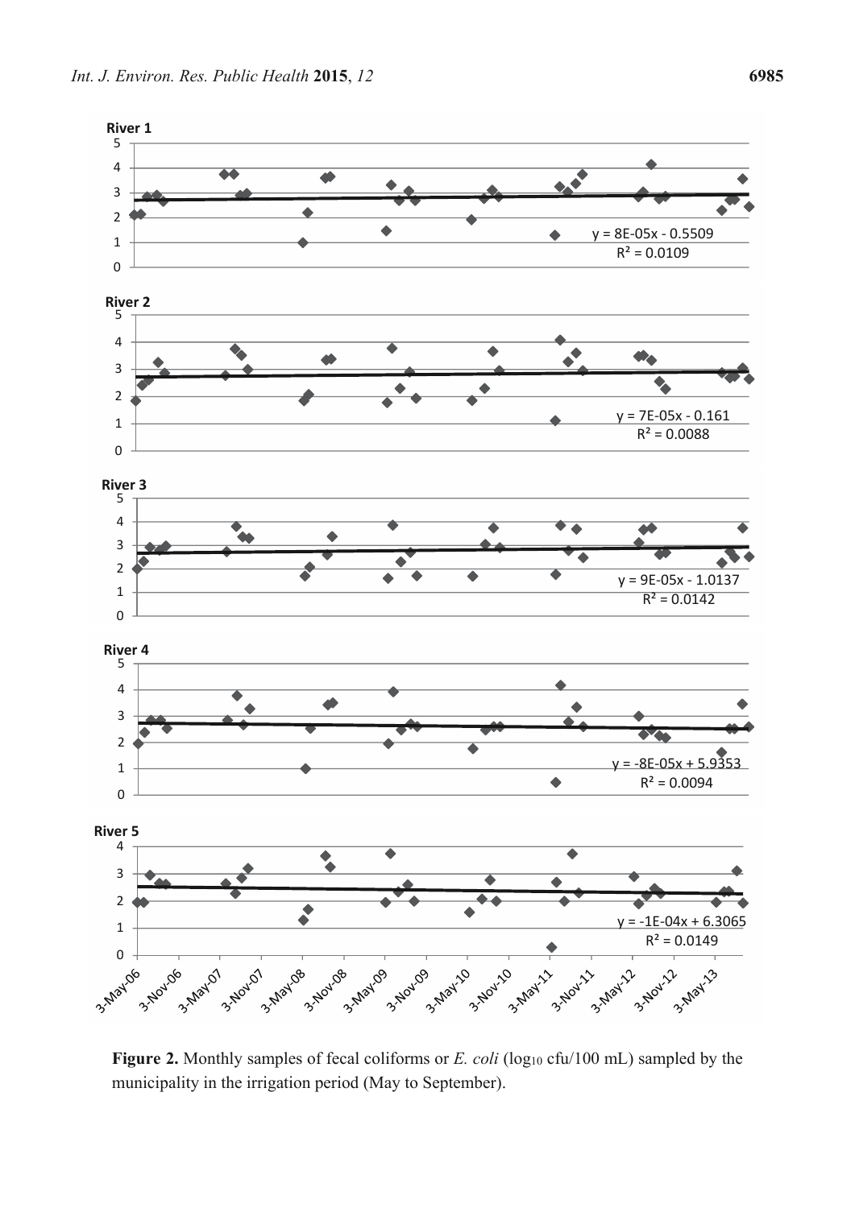**Figure 2.** Monthly samples of fecal coliforms or *E. coli* ($\log_{10}$ cfu/100 mL) sampled by the municipality in the irrigation period (May to September).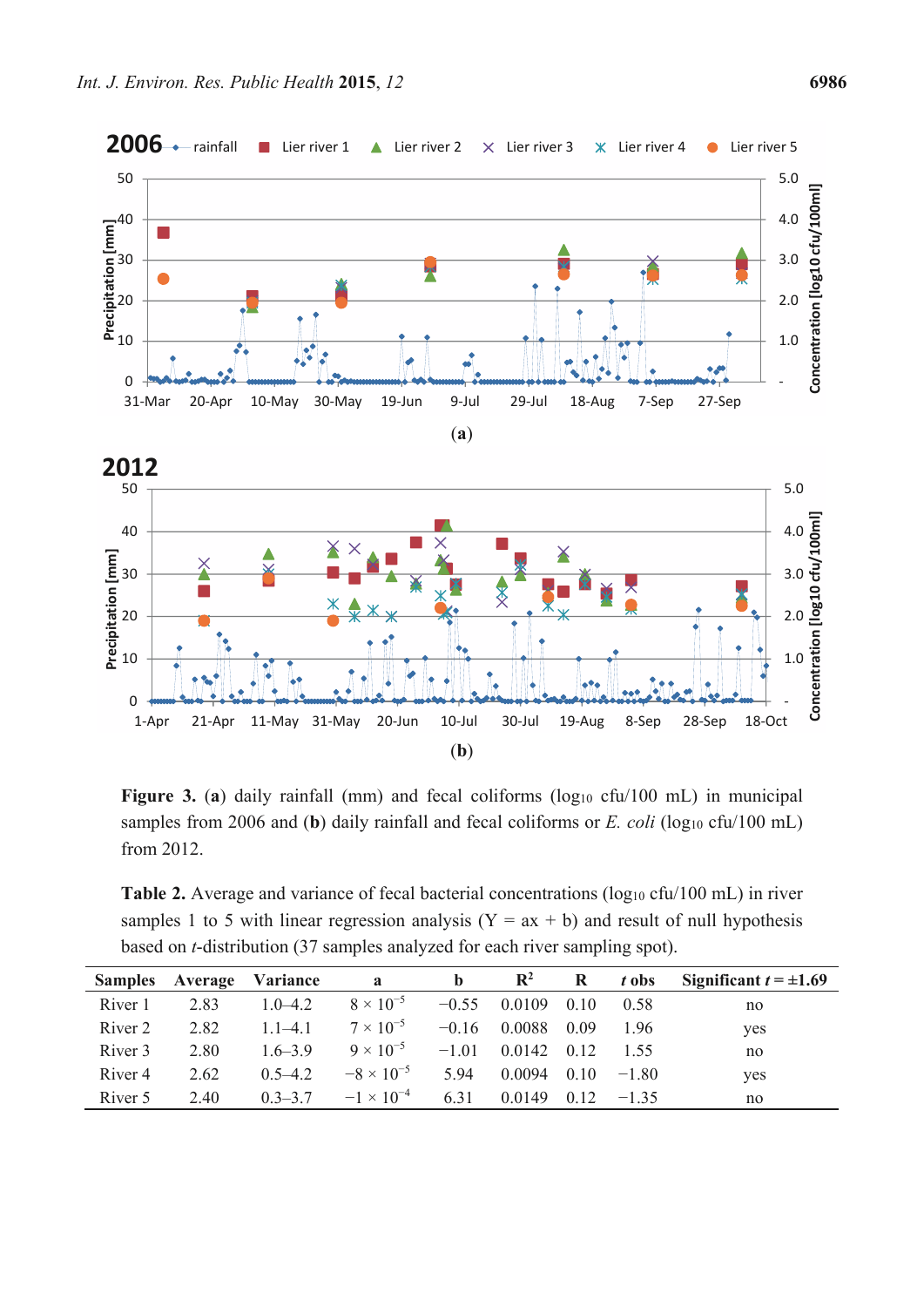**Figure 3.** (**a**) daily rainfall (mm) and fecal coliforms ($\log_{10}$ cfu/100 mL) in municipal samples from 2006 and (**b**) daily rainfall and fecal coliforms or *E. coli* ($\log_{10}$ cfu/100 mL) from 2012.

**Table 2.** Average and variance of fecal bacterial concentrations ($\log_{10}$ cfu/100 mL) in river samples 1 to 5 with linear regression analysis (Y = ax + b) and result of null hypothesis based on *t*-distribution (37 samples analyzed for each river sampling spot).

| Samples | Average | Variance | a | b | $R^2$ | R | *t* obs | Significant $t = \pm1.69$ |
|---|---|---|---|---|---|---|---|---|
| River 1 | 2.83 | 1.0–4.2 | $8 \times 10^{-5}$ | −0.55 | 0.0109 | 0.10 | 0.58 | no |
| River 2 | 2.82 | 1.1–4.1 | $7 \times 10^{-5}$ | −0.16 | 0.0088 | 0.09 | 1.96 | yes |
| River 3 | 2.80 | 1.6–3.9 | $9 \times 10^{-5}$ | −1.01 | 0.0142 | 0.12 | 1.55 | no |
| River 4 | 2.62 | 0.5–4.2 | $-8 \times 10^{-5}$ | 5.94 | 0.0094 | 0.10 | −1.80 | yes |
| River 5 | 2.40 | 0.3–3.7 | $-1 \times 10^{-4}$ | 6.31 | 0.0149 | 0.12 | −1.35 | no |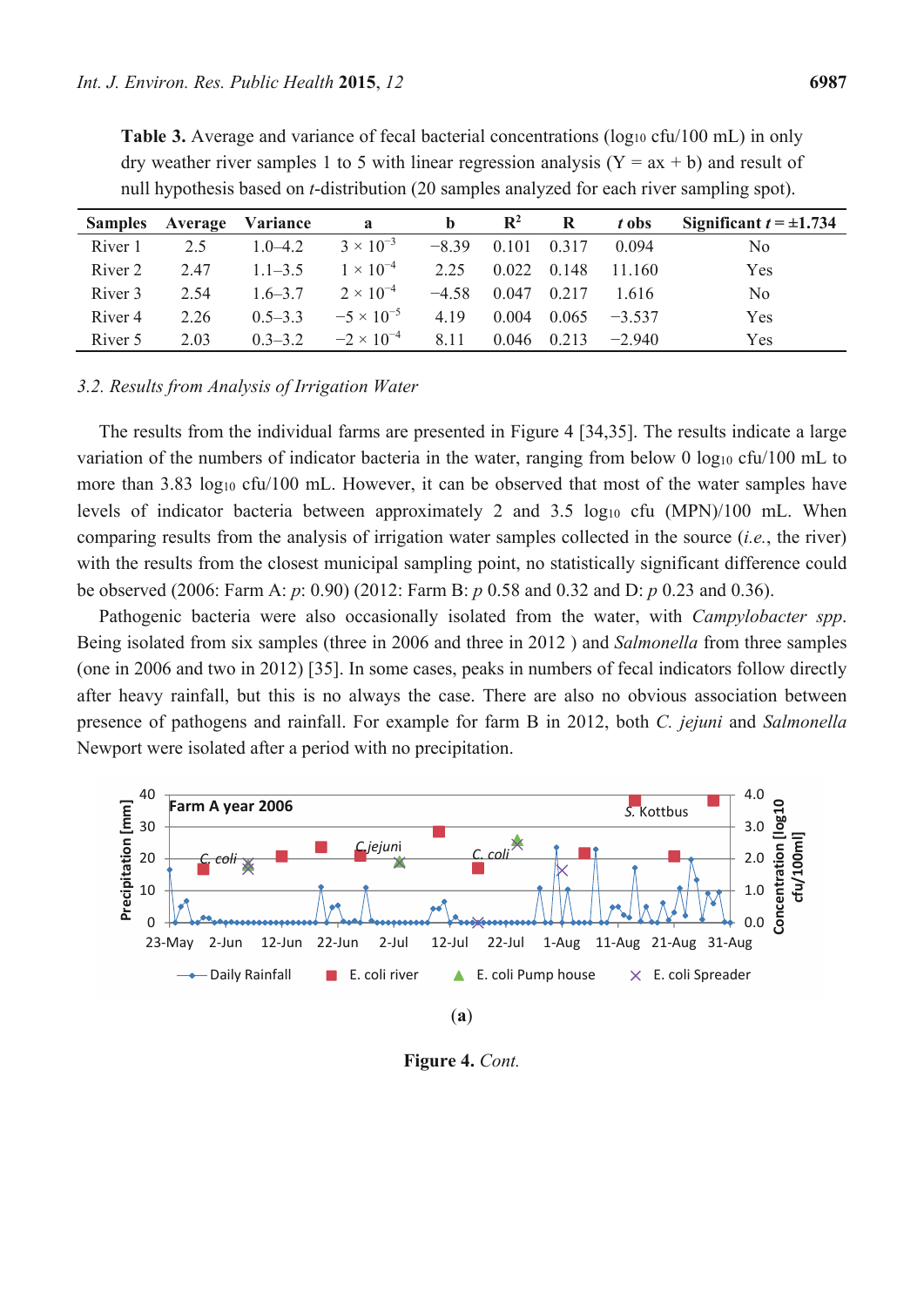**Table 3.** Average and variance of fecal bacterial concentrations ($\log_{10}$ cfu/100 mL) in only dry weather river samples 1 to 5 with linear regression analysis (Y = ax + b) and result of null hypothesis based on *t*-distribution (20 samples analyzed for each river sampling spot).

| Samples | Average | Variance | a | b | $R^2$ | R | *t* obs | Significant $t = \pm1.734$ |
|---|---|---|---|---|---|---|---|---|
| River 1 | 2.5 | 1.0–4.2 | $3 \times 10^{-3}$ | −8.39 | 0.101 | 0.317 | 0.094 | No |
| River 2 | 2.47 | 1.1–3.5 | $1 \times 10^{-4}$ | 2.25 | 0.022 | 0.148 | 11.160 | Yes |
| River 3 | 2.54 | 1.6–3.7 | $2 \times 10^{-4}$ | −4.58 | 0.047 | 0.217 | 1.616 | No |
| River 4 | 2.26 | 0.5–3.3 | $-5 \times 10^{-5}$ | 4.19 | 0.004 | 0.065 | −3.537 | Yes |
| River 5 | 2.03 | 0.3–3.2 | $-2 \times 10^{-4}$ | 8.11 | 0.046 | 0.213 | −2.940 | Yes |

### *3.2. Results from Analysis of Irrigation Water*

The results from the individual farms are presented in Figure 4 [34,35]. The results indicate a large variation of the numbers of indicator bacteria in the water, ranging from below 0 $\log_{10}$ cfu/100 mL to more than 3.83 $\log_{10}$ cfu/100 mL. However, it can be observed that most of the water samples have levels of indicator bacteria between approximately 2 and 3.5 $\log_{10}$ cfu (MPN)/100 mL. When comparing results from the analysis of irrigation water samples collected in the source (*i.e.*, the river) with the results from the closest municipal sampling point, no statistically significant difference could be observed (2006: Farm A: *p*: 0.90) (2012: Farm B: *p* 0.58 and 0.32 and D: *p* 0.23 and 0.36).

Pathogenic bacteria were also occasionally isolated from the water, with *Campylobacter spp*. Being isolated from six samples (three in 2006 and three in 2012 ) and *Salmonella* from three samples (one in 2006 and two in 2012) [35]. In some cases, peaks in numbers of fecal indicators follow directly after heavy rainfall, but this is no always the case. There are also no obvious association between presence of pathogens and rainfall. For example for farm B in 2012, both *C. jejuni* and *Salmonella* Newport were isolated after a period with no precipitation.

(**a**)

**Figure 4.** *Cont.*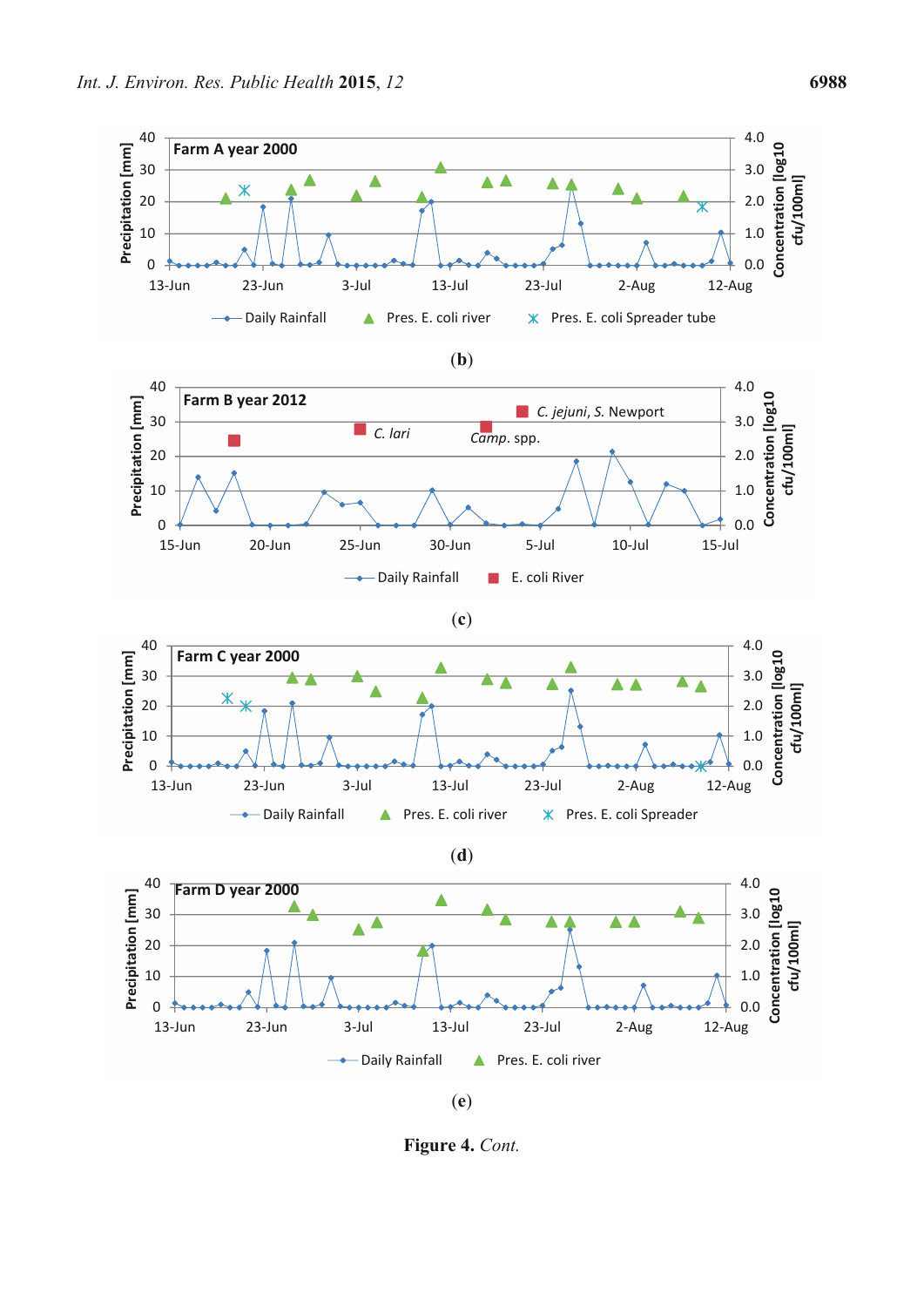(b)

(c)

(d)

(e)

**Figure 4.** *Cont.*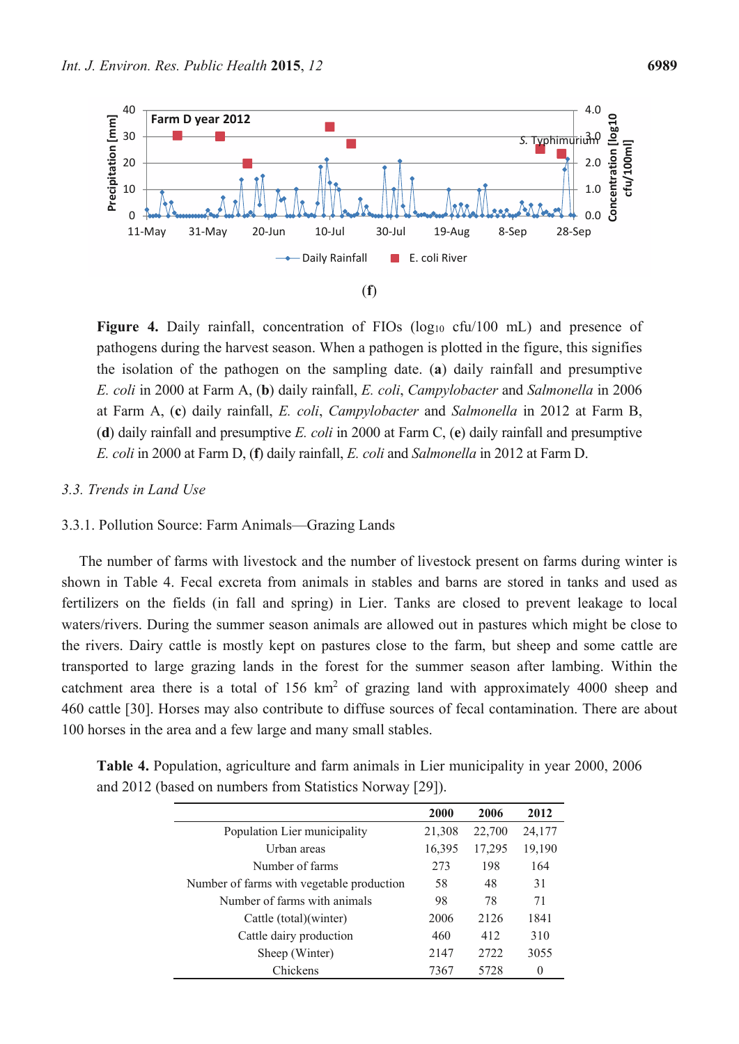(f)

**Figure 4.** Daily rainfall, concentration of FIOs ($\log_{10}$ cfu/100 mL) and presence of pathogens during the harvest season. When a pathogen is plotted in the figure, this signifies the isolation of the pathogen on the sampling date. (**a**) daily rainfall and presumptive *E. coli* in 2000 at Farm A, (**b**) daily rainfall, *E. coli*, *Campylobacter* and *Salmonella* in 2006 at Farm A, (**c**) daily rainfall, *E. coli*, *Campylobacter* and *Salmonella* in 2012 at Farm B, (**d**) daily rainfall and presumptive *E. coli* in 2000 at Farm C, (**e**) daily rainfall and presumptive *E. coli* in 2000 at Farm D, (**f**) daily rainfall, *E. coli* and *Salmonella* in 2012 at Farm D.

### *3.3. Trends in Land Use*

#### 3.3.1. Pollution Source: Farm Animals—Grazing Lands

The number of farms with livestock and the number of livestock present on farms during winter is shown in Table 4. Fecal excreta from animals in stables and barns are stored in tanks and used as fertilizers on the fields (in fall and spring) in Lier. Tanks are closed to prevent leakage to local waters/rivers. During the summer season animals are allowed out in pastures which might be close to the rivers. Dairy cattle is mostly kept on pastures close to the farm, but sheep and some cattle are transported to large grazing lands in the forest for the summer season after lambing. Within the catchment area there is a total of 156 $km^2$ of grazing land with approximately 4000 sheep and 460 cattle [30]. Horses may also contribute to diffuse sources of fecal contamination. There are about 100 horses in the area and a few large and many small stables.

**Table 4.** Population, agriculture and farm animals in Lier municipality in year 2000, 2006 and 2012 (based on numbers from Statistics Norway [29]).

| | 2000 | 2006 | 2012 |
|---|---|---|---|
| Population Lier municipality | 21,308 | 22,700 | 24,177 |
| Urban areas | 16,395 | 17,295 | 19,190 |
| Number of farms | 273 | 198 | 164 |
| Number of farms with vegetable production | 58 | 48 | 31 |
| Number of farms with animals | 98 | 78 | 71 |
| Cattle (total)(winter) | 2006 | 2126 | 1841 |
| Cattle dairy production | 460 | 412 | 310 |
| Sheep (Winter) | 2147 | 2722 | 3055 |
| Chickens | 7367 | 5728 | 0 |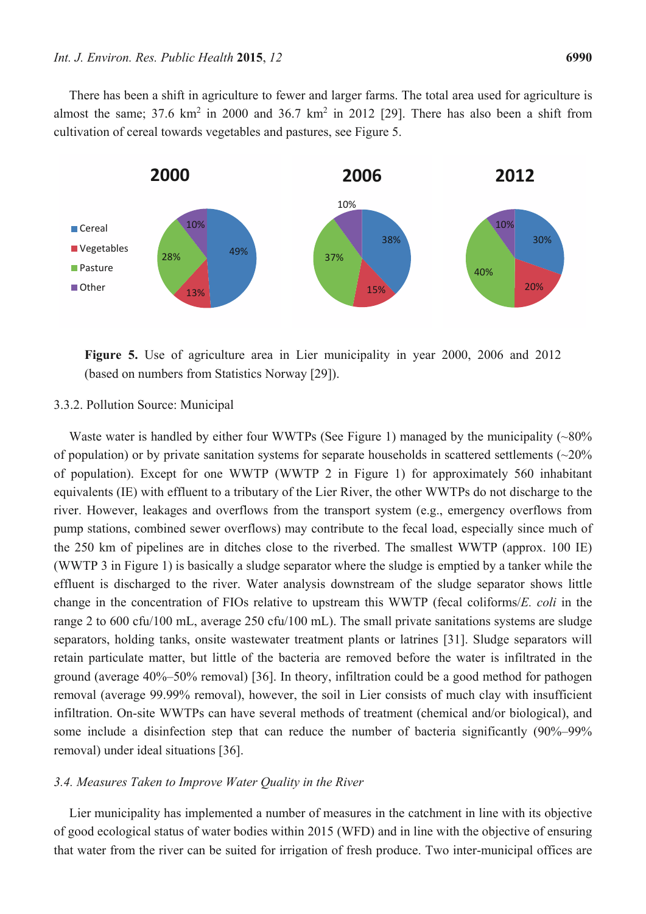There has been a shift in agriculture to fewer and larger farms. The total area used for agriculture is almost the same; 37.6 $km^2$ in 2000 and 36.7 $km^2$ in 2012 [29]. There has also been a shift from cultivation of cereal towards vegetables and pastures, see Figure 5.

**Figure 5.** Use of agriculture area in Lier municipality in year 2000, 2006 and 2012 (based on numbers from Statistics Norway [29]).

3.3.2. Pollution Source: Municipal

Waste water is handled by either four WWTPs (See Figure 1) managed by the municipality (~80% of population) or by private sanitation systems for separate households in scattered settlements (~20% of population). Except for one WWTP (WWTP 2 in Figure 1) for approximately 560 inhabitant equivalents (IE) with effluent to a tributary of the Lier River, the other WWTPs do not discharge to the river. However, leakages and overflows from the transport system (e.g., emergency overflows from pump stations, combined sewer overflows) may contribute to the fecal load, especially since much of the 250 km of pipelines are in ditches close to the riverbed. The smallest WWTP (approx. 100 IE) (WWTP 3 in Figure 1) is basically a sludge separator where the sludge is emptied by a tanker while the effluent is discharged to the river. Water analysis downstream of the sludge separator shows little change in the concentration of FIOs relative to upstream this WWTP (fecal coliforms/*E. coli* in the range 2 to 600 cfu/100 mL, average 250 cfu/100 mL). The small private sanitations systems are sludge separators, holding tanks, onsite wastewater treatment plants or latrines [31]. Sludge separators will retain particulate matter, but little of the bacteria are removed before the water is infiltrated in the ground (average 40%–50% removal) [36]. In theory, infiltration could be a good method for pathogen removal (average 99.99% removal), however, the soil in Lier consists of much clay with insufficient infiltration. On-site WWTPs can have several methods of treatment (chemical and/or biological), and some include a disinfection step that can reduce the number of bacteria significantly (90%–99% removal) under ideal situations [36].

### *3.4. Measures Taken to Improve Water Quality in the River*

Lier municipality has implemented a number of measures in the catchment in line with its objective of good ecological status of water bodies within 2015 (WFD) and in line with the objective of ensuring that water from the river can be suited for irrigation of fresh produce. Two inter-municipal offices are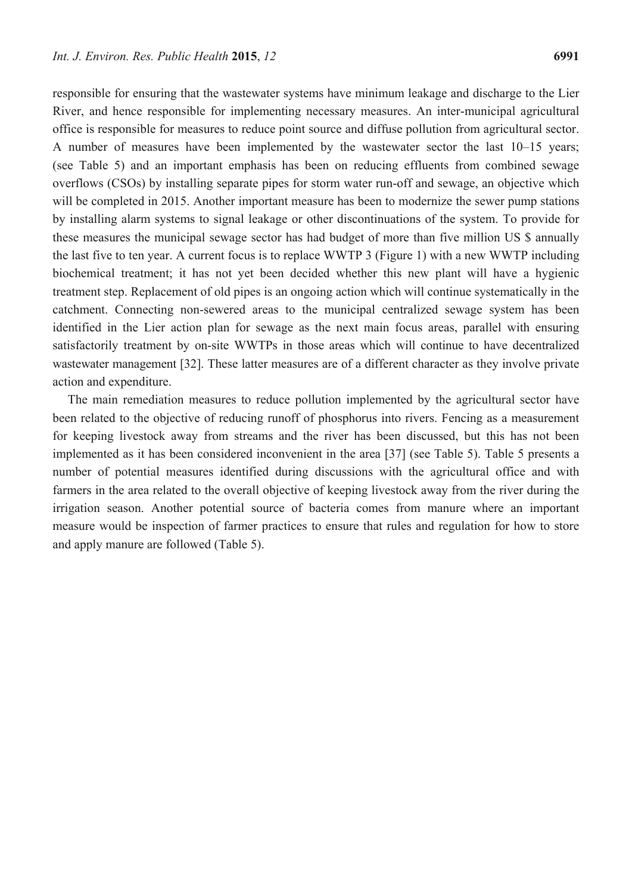responsible for ensuring that the wastewater systems have minimum leakage and discharge to the Lier River, and hence responsible for implementing necessary measures. An inter-municipal agricultural office is responsible for measures to reduce point source and diffuse pollution from agricultural sector. A number of measures have been implemented by the wastewater sector the last 10–15 years; (see Table 5) and an important emphasis has been on reducing effluents from combined sewage overflows (CSOs) by installing separate pipes for storm water run-off and sewage, an objective which will be completed in 2015. Another important measure has been to modernize the sewer pump stations by installing alarm systems to signal leakage or other discontinuations of the system. To provide for these measures the municipal sewage sector has had budget of more than five million US $ annually the last five to ten year. A current focus is to replace WWTP 3 (Figure 1) with a new WWTP including biochemical treatment; it has not yet been decided whether this new plant will have a hygienic treatment step. Replacement of old pipes is an ongoing action which will continue systematically in the catchment. Connecting non-sewered areas to the municipal centralized sewage system has been identified in the Lier action plan for sewage as the next main focus areas, parallel with ensuring satisfactorily treatment by on-site WWTPs in those areas which will continue to have decentralized wastewater management [32]. These latter measures are of a different character as they involve private action and expenditure.

The main remediation measures to reduce pollution implemented by the agricultural sector have been related to the objective of reducing runoff of phosphorus into rivers. Fencing as a measurement for keeping livestock away from streams and the river has been discussed, but this has not been implemented as it has been considered inconvenient in the area [37] (see Table 5). Table 5 presents a number of potential measures identified during discussions with the agricultural office and with farmers in the area related to the overall objective of keeping livestock away from the river during the irrigation season. Another potential source of bacteria comes from manure where an important measure would be inspection of farmer practices to ensure that rules and regulation for how to store and apply manure are followed (Table 5).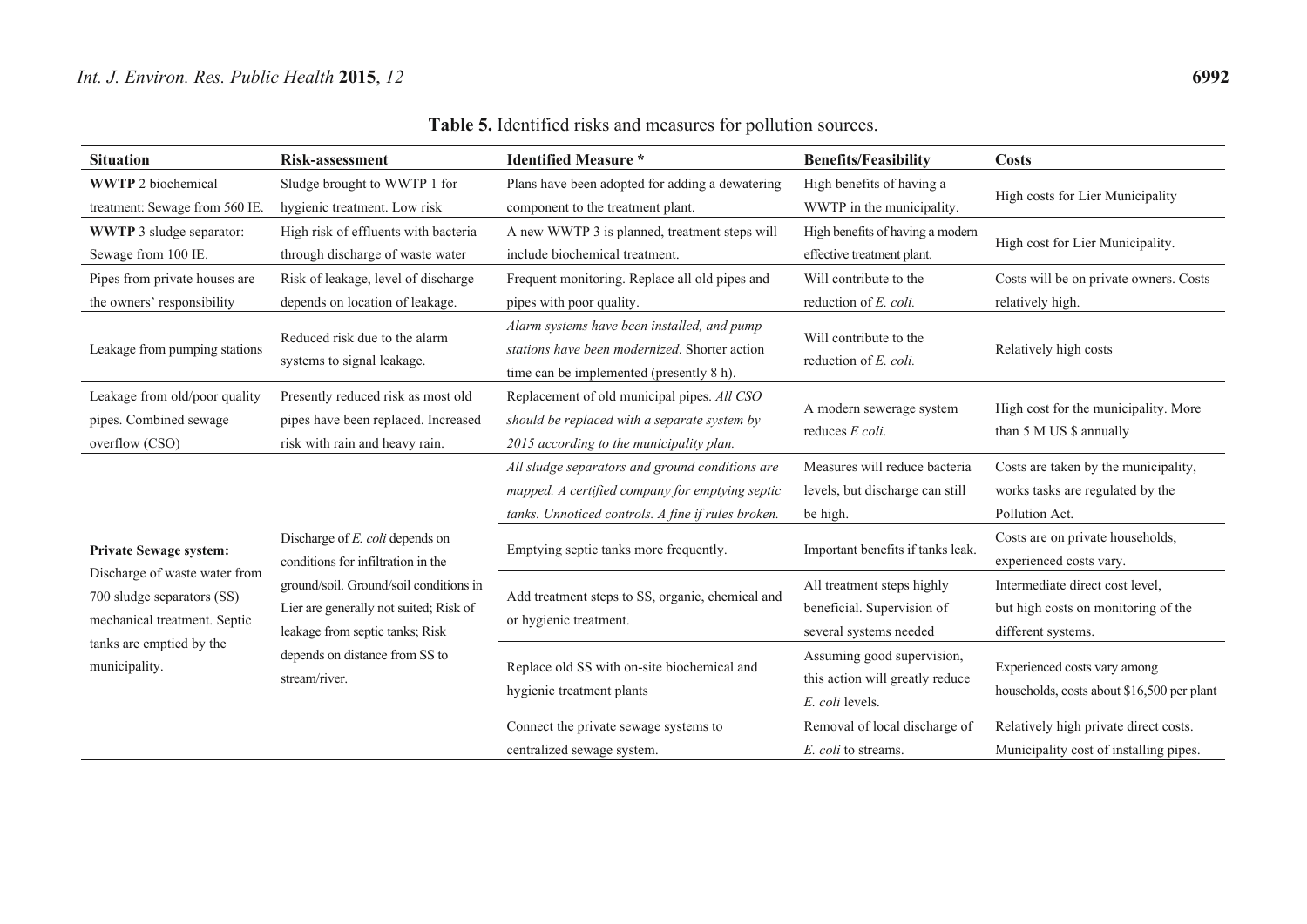**Table 5.** Identified risks and measures for pollution sources.

| Situation | Risk-assessment | Identified Measure * | Benefits/Feasibility | Costs |
|---|---|---|---|---|
| **WWTP** 2 biochemical treatment: Sewage from 560 IE. | Sludge brought to WWTP 1 for hygienic treatment. Low risk | Plans have been adopted for adding a dewatering component to the treatment plant. | High benefits of having a WWTP in the municipality. | High costs for Lier Municipality |
| **WWTP** 3 sludge separator: Sewage from 100 IE. | High risk of effluents with bacteria through discharge of waste water | A new WWTP 3 is planned, treatment steps will include biochemical treatment. | High benefits of having a modern effective treatment plant. | High cost for Lier Municipality. |
| Pipes from private houses are the owners' responsibility | Risk of leakage, level of discharge depends on location of leakage. | Frequent monitoring. Replace all old pipes and pipes with poor quality. | Will contribute to the reduction of *E. coli.* | Costs will be on private owners. Costs relatively high. |
| Leakage from pumping stations | Reduced risk due to the alarm systems to signal leakage. | *Alarm systems have been installed, and pump stations have been modernized*. Shorter action time can be implemented (presently 8 h). | Will contribute to the reduction of *E. coli.* | Relatively high costs |
| Leakage from old/poor quality pipes. Combined sewage overflow (CSO) | Presently reduced risk as most old pipes have been replaced. Increased risk with rain and heavy rain. | Replacement of old municipal pipes. *All CSO should be replaced with a separate system by 2015 according to the municipality plan.* | A modern sewerage system reduces *E coli*. | High cost for the municipality. More than 5 M US $ annually |
| **Private Sewage system:** Discharge of waste water from 700 sludge separators (SS) mechanical treatment. Septic tanks are emptied by the municipality. | Discharge of *E. coli* depends on conditions for infiltration in the ground/soil. Ground/soil conditions in Lier are generally not suited; Risk of leakage from septic tanks; Risk depends on distance from SS to stream/river. | *All sludge separators and ground conditions are mapped. A certified company for emptying septic tanks. Unnoticed controls. A fine if rules broken.* | Measures will reduce bacteria levels, but discharge can still be high. | Costs are taken by the municipality, works tasks are regulated by the Pollution Act. |
| | | Emptying septic tanks more frequently. | Important benefits if tanks leak. | Costs are on private households, experienced costs vary. |
| | | Add treatment steps to SS, organic, chemical and or hygienic treatment. | All treatment steps highly beneficial. Supervision of several systems needed | Intermediate direct cost level, but high costs on monitoring of the different systems. |
| | | Replace old SS with on-site biochemical and hygienic treatment plants | Assuming good supervision, this action will greatly reduce *E. coli* levels. | Experienced costs vary among households, costs about $16,500 per plant |
| | | Connect the private sewage systems to centralized sewage system. | Removal of local discharge of *E. coli* to streams. | Relatively high private direct costs. Municipality cost of installing pipes. |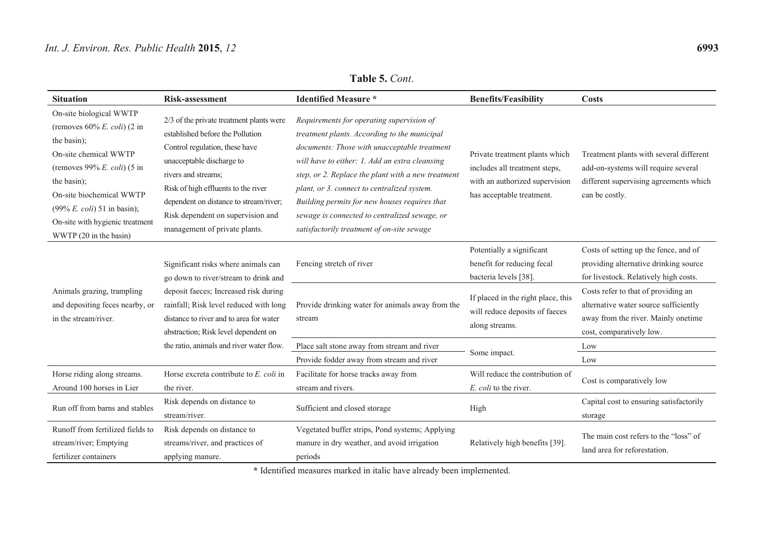**Table 5.** *Cont*.

| Situation | Risk-assessment | Identified Measure * | Benefits/Feasibility | Costs |
|---|---|---|---|---|
| On-site biological WWTP (removes 60% *E. coli*) (2 in the basin); On-site chemical WWTP (removes 99% *E. coli*) (5 in the basin); On-site biochemical WWTP (99% *E. coli*) 51 in basin); On-site with hygienic treatment WWTP (20 in the basin) | 2/3 of the private treatment plants were established before the Pollution Control regulation, these have unacceptable discharge to rivers and streams; Risk of high effluents to the river dependent on distance to stream/river; Risk dependent on supervision and management of private plants. | *Requirements for operating supervision of treatment plants. According to the municipal documents: Those with unacceptable treatment will have to either: 1. Add an extra cleansing step, or 2. Replace the plant with a new treatment plant, or 3. connect to centralized system. Building permits for new houses requires that sewage is connected to centralized sewage, or satisfactorily treatment of on-site sewage* | Private treatment plants which includes all treatment steps, with an authorized supervision has acceptable treatment. | Treatment plants with several different add-on-systems will require several different supervising agreements which can be costly. |
| Animals grazing, trampling and depositing feces nearby, or in the stream/river. | Significant risks where animals can go down to river/stream to drink and deposit faeces; Increased risk during rainfall; Risk level reduced with long distance to river and to area for water abstraction; Risk level dependent on the ratio, animals and river water flow. | Fencing stretch of river | Potentially a significant benefit for reducing fecal bacteria levels [38]. | Costs of setting up the fence, and of providing alternative drinking source for livestock. Relatively high costs. |
| | | Provide drinking water for animals away from the stream | If placed in the right place, this will reduce deposits of faeces along streams. | Costs refer to that of providing an alternative water source sufficiently away from the river. Mainly onetime cost, comparatively low. |
| | | Place salt stone away from stream and river | Some impact. | Low |
| | | Provide fodder away from stream and river | | Low |
| Horse riding along streams. Around 100 horses in Lier | Horse excreta contribute to *E. coli* in the river. | Facilitate for horse tracks away from stream and rivers. | Will reduce the contribution of *E. coli* to the river. | Cost is comparatively low |
| Run off from barns and stables | Risk depends on distance to stream/river. | Sufficient and closed storage | High | Capital cost to ensuring satisfactorily storage |
| Runoff from fertilized fields to stream/river; Emptying fertilizer containers | Risk depends on distance to streams/river, and practices of applying manure. | Vegetated buffer strips, Pond systems; Applying manure in dry weather, and avoid irrigation periods | Relatively high benefits [39]. | The main cost refers to the "loss" of land area for reforestation. |

* Identified measures marked in italic have already been implemented.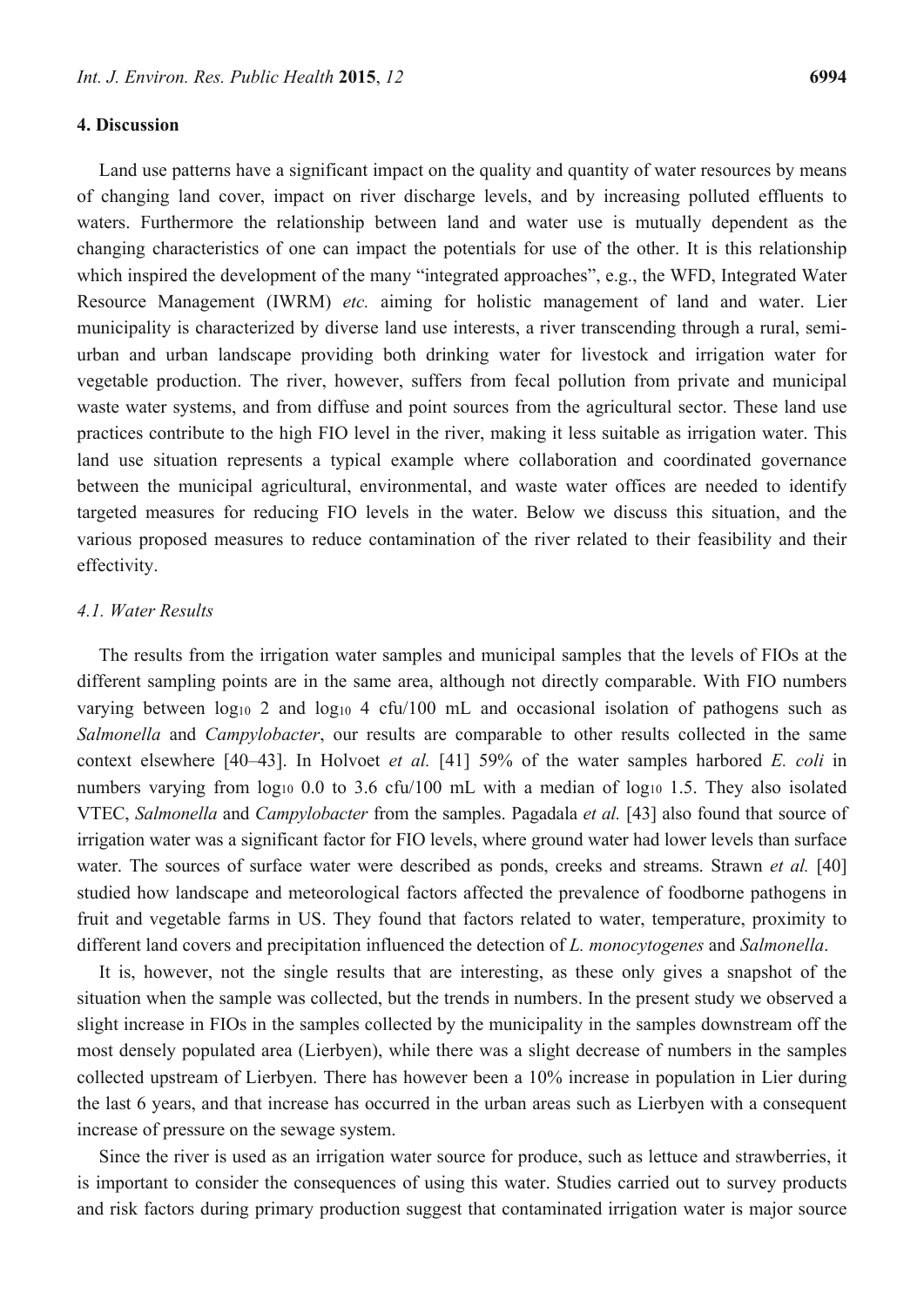## 4. Discussion

Land use patterns have a significant impact on the quality and quantity of water resources by means of changing land cover, impact on river discharge levels, and by increasing polluted effluents to waters. Furthermore the relationship between land and water use is mutually dependent as the changing characteristics of one can impact the potentials for use of the other. It is this relationship which inspired the development of the many "integrated approaches", e.g., the WFD, Integrated Water Resource Management (IWRM) *etc.* aiming for holistic management of land and water. Lier municipality is characterized by diverse land use interests, a river transcending through a rural, semi-urban and urban landscape providing both drinking water for livestock and irrigation water for vegetable production. The river, however, suffers from fecal pollution from private and municipal waste water systems, and from diffuse and point sources from the agricultural sector. These land use practices contribute to the high FIO level in the river, making it less suitable as irrigation water. This land use situation represents a typical example where collaboration and coordinated governance between the municipal agricultural, environmental, and waste water offices are needed to identify targeted measures for reducing FIO levels in the water. Below we discuss this situation, and the various proposed measures to reduce contamination of the river related to their feasibility and their effectivity.

### *4.1. Water Results*

The results from the irrigation water samples and municipal samples that the levels of FIOs at the different sampling points are in the same area, although not directly comparable. With FIO numbers varying between $\log_{10}$ 2 and $\log_{10}$ 4 cfu/100 mL and occasional isolation of pathogens such as *Salmonella* and *Campylobacter*, our results are comparable to other results collected in the same context elsewhere [40–43]. In Holvoet *et al.* [41] 59% of the water samples harbored *E. coli* in numbers varying from $\log_{10}$ 0.0 to 3.6 cfu/100 mL with a median of $\log_{10}$ 1.5. They also isolated VTEC, *Salmonella* and *Campylobacter* from the samples. Pagadala *et al.* [43] also found that source of irrigation water was a significant factor for FIO levels, where ground water had lower levels than surface water. The sources of surface water were described as ponds, creeks and streams. Strawn *et al.* [40] studied how landscape and meteorological factors affected the prevalence of foodborne pathogens in fruit and vegetable farms in US. They found that factors related to water, temperature, proximity to different land covers and precipitation influenced the detection of *L. monocytogenes* and *Salmonella*.

It is, however, not the single results that are interesting, as these only gives a snapshot of the situation when the sample was collected, but the trends in numbers. In the present study we observed a slight increase in FIOs in the samples collected by the municipality in the samples downstream off the most densely populated area (Lierbyen), while there was a slight decrease of numbers in the samples collected upstream of Lierbyen. There has however been a 10% increase in population in Lier during the last 6 years, and that increase has occurred in the urban areas such as Lierbyen with a consequent increase of pressure on the sewage system.

Since the river is used as an irrigation water source for produce, such as lettuce and strawberries, it is important to consider the consequences of using this water. Studies carried out to survey products and risk factors during primary production suggest that contaminated irrigation water is major source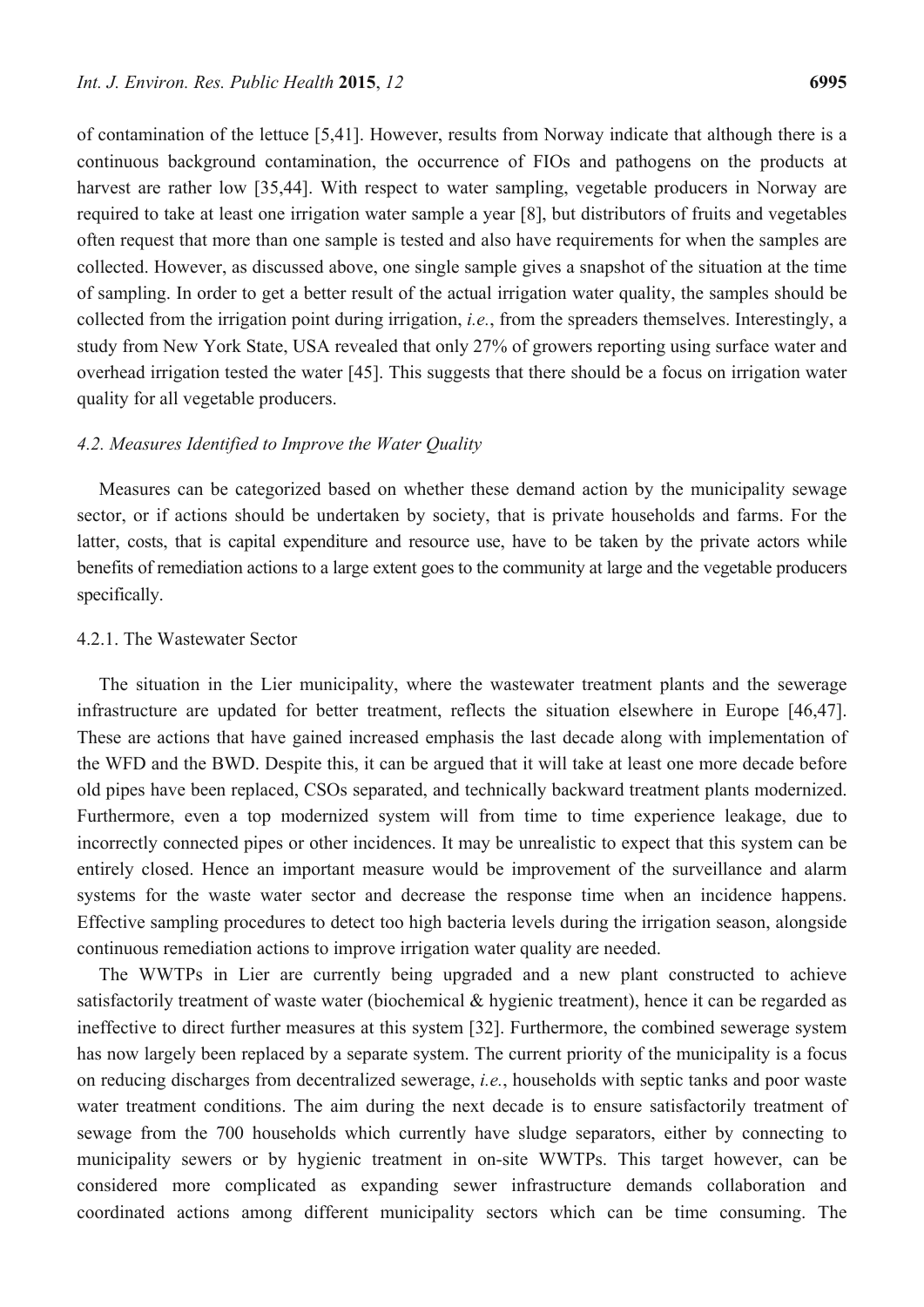of contamination of the lettuce [5,41]. However, results from Norway indicate that although there is a continuous background contamination, the occurrence of FIOs and pathogens on the products at harvest are rather low [35,44]. With respect to water sampling, vegetable producers in Norway are required to take at least one irrigation water sample a year [8], but distributors of fruits and vegetables often request that more than one sample is tested and also have requirements for when the samples are collected. However, as discussed above, one single sample gives a snapshot of the situation at the time of sampling. In order to get a better result of the actual irrigation water quality, the samples should be collected from the irrigation point during irrigation, *i.e.*, from the spreaders themselves. Interestingly, a study from New York State, USA revealed that only 27% of growers reporting using surface water and overhead irrigation tested the water [45]. This suggests that there should be a focus on irrigation water quality for all vegetable producers.

### *4.2. Measures Identified to Improve the Water Quality*

Measures can be categorized based on whether these demand action by the municipality sewage sector, or if actions should be undertaken by society, that is private households and farms. For the latter, costs, that is capital expenditure and resource use, have to be taken by the private actors while benefits of remediation actions to a large extent goes to the community at large and the vegetable producers specifically.

#### 4.2.1. The Wastewater Sector

The situation in the Lier municipality, where the wastewater treatment plants and the sewerage infrastructure are updated for better treatment, reflects the situation elsewhere in Europe [46,47]. These are actions that have gained increased emphasis the last decade along with implementation of the WFD and the BWD. Despite this, it can be argued that it will take at least one more decade before old pipes have been replaced, CSOs separated, and technically backward treatment plants modernized. Furthermore, even a top modernized system will from time to time experience leakage, due to incorrectly connected pipes or other incidences. It may be unrealistic to expect that this system can be entirely closed. Hence an important measure would be improvement of the surveillance and alarm systems for the waste water sector and decrease the response time when an incidence happens. Effective sampling procedures to detect too high bacteria levels during the irrigation season, alongside continuous remediation actions to improve irrigation water quality are needed.

The WWTPs in Lier are currently being upgraded and a new plant constructed to achieve satisfactorily treatment of waste water (biochemical & hygienic treatment), hence it can be regarded as ineffective to direct further measures at this system [32]. Furthermore, the combined sewerage system has now largely been replaced by a separate system. The current priority of the municipality is a focus on reducing discharges from decentralized sewerage, *i.e.*, households with septic tanks and poor waste water treatment conditions. The aim during the next decade is to ensure satisfactorily treatment of sewage from the 700 households which currently have sludge separators, either by connecting to municipality sewers or by hygienic treatment in on-site WWTPs. This target however, can be considered more complicated as expanding sewer infrastructure demands collaboration and coordinated actions among different municipality sectors which can be time consuming. The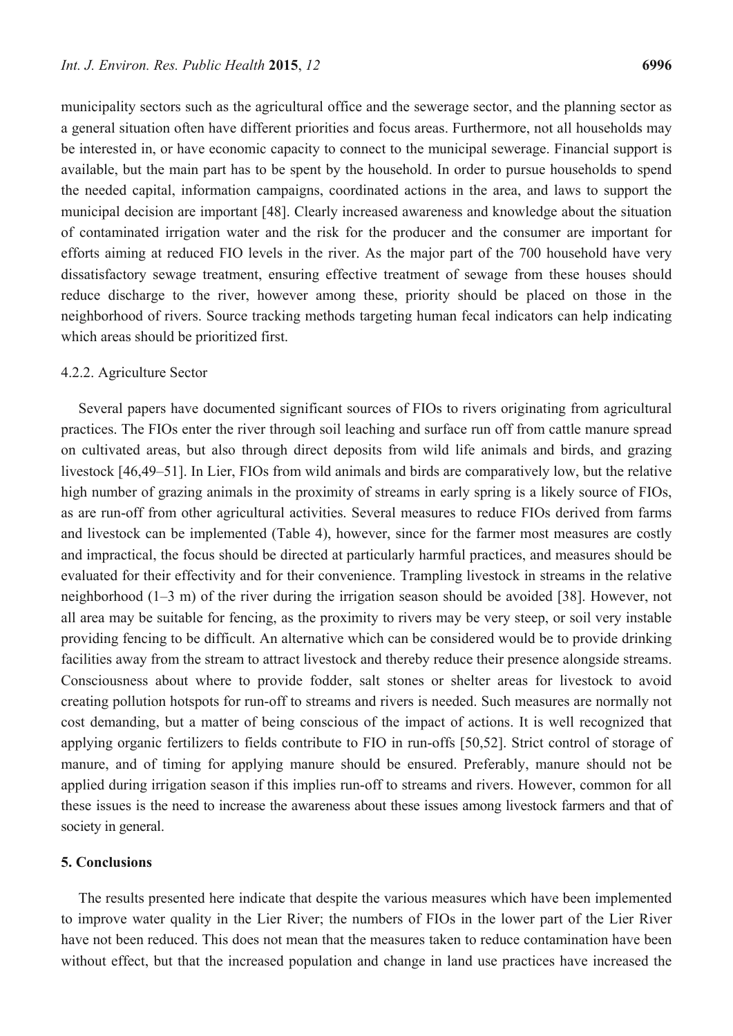municipality sectors such as the agricultural office and the sewerage sector, and the planning sector as a general situation often have different priorities and focus areas. Furthermore, not all households may be interested in, or have economic capacity to connect to the municipal sewerage. Financial support is available, but the main part has to be spent by the household. In order to pursue households to spend the needed capital, information campaigns, coordinated actions in the area, and laws to support the municipal decision are important [48]. Clearly increased awareness and knowledge about the situation of contaminated irrigation water and the risk for the producer and the consumer are important for efforts aiming at reduced FIO levels in the river. As the major part of the 700 household have very dissatisfactory sewage treatment, ensuring effective treatment of sewage from these houses should reduce discharge to the river, however among these, priority should be placed on those in the neighborhood of rivers. Source tracking methods targeting human fecal indicators can help indicating which areas should be prioritized first.

### 4.2.2. Agriculture Sector

Several papers have documented significant sources of FIOs to rivers originating from agricultural practices. The FIOs enter the river through soil leaching and surface run off from cattle manure spread on cultivated areas, but also through direct deposits from wild life animals and birds, and grazing livestock [46,49–51]. In Lier, FIOs from wild animals and birds are comparatively low, but the relative high number of grazing animals in the proximity of streams in early spring is a likely source of FIOs, as are run-off from other agricultural activities. Several measures to reduce FIOs derived from farms and livestock can be implemented (Table 4), however, since for the farmer most measures are costly and impractical, the focus should be directed at particularly harmful practices, and measures should be evaluated for their effectivity and for their convenience. Trampling livestock in streams in the relative neighborhood (1–3 m) of the river during the irrigation season should be avoided [38]. However, not all area may be suitable for fencing, as the proximity to rivers may be very steep, or soil very instable providing fencing to be difficult. An alternative which can be considered would be to provide drinking facilities away from the stream to attract livestock and thereby reduce their presence alongside streams. Consciousness about where to provide fodder, salt stones or shelter areas for livestock to avoid creating pollution hotspots for run-off to streams and rivers is needed. Such measures are normally not cost demanding, but a matter of being conscious of the impact of actions. It is well recognized that applying organic fertilizers to fields contribute to FIO in run-offs [50,52]. Strict control of storage of manure, and of timing for applying manure should be ensured. Preferably, manure should not be applied during irrigation season if this implies run-off to streams and rivers. However, common for all these issues is the need to increase the awareness about these issues among livestock farmers and that of society in general.

## 5. Conclusions

The results presented here indicate that despite the various measures which have been implemented to improve water quality in the Lier River; the numbers of FIOs in the lower part of the Lier River have not been reduced. This does not mean that the measures taken to reduce contamination have been without effect, but that the increased population and change in land use practices have increased the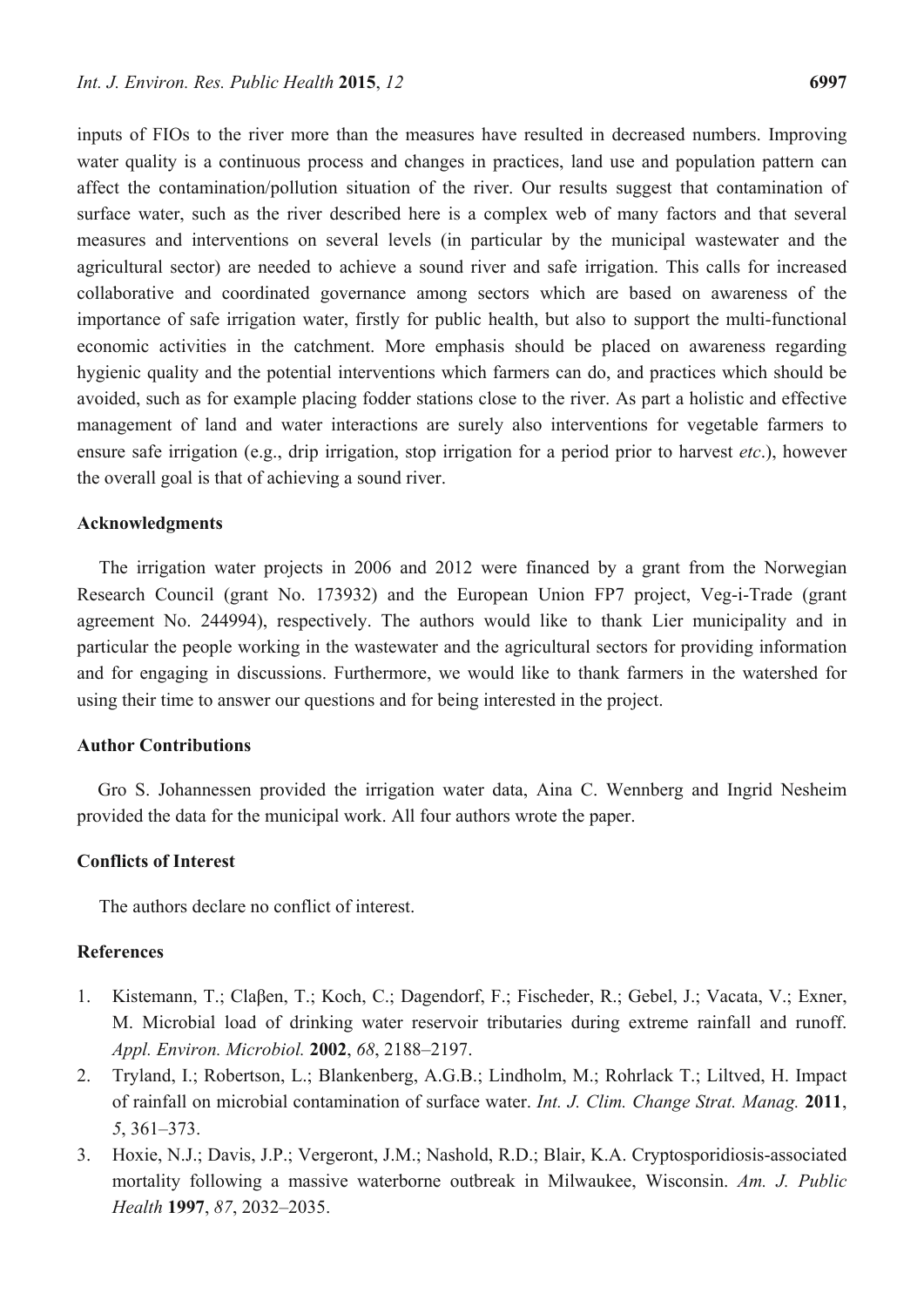inputs of FIOs to the river more than the measures have resulted in decreased numbers. Improving water quality is a continuous process and changes in practices, land use and population pattern can affect the contamination/pollution situation of the river. Our results suggest that contamination of surface water, such as the river described here is a complex web of many factors and that several measures and interventions on several levels (in particular by the municipal wastewater and the agricultural sector) are needed to achieve a sound river and safe irrigation. This calls for increased collaborative and coordinated governance among sectors which are based on awareness of the importance of safe irrigation water, firstly for public health, but also to support the multi-functional economic activities in the catchment. More emphasis should be placed on awareness regarding hygienic quality and the potential interventions which farmers can do, and practices which should be avoided, such as for example placing fodder stations close to the river. As part a holistic and effective management of land and water interactions are surely also interventions for vegetable farmers to ensure safe irrigation (e.g., drip irrigation, stop irrigation for a period prior to harvest *etc*.), however the overall goal is that of achieving a sound river.

## Acknowledgments

The irrigation water projects in 2006 and 2012 were financed by a grant from the Norwegian Research Council (grant No. 173932) and the European Union FP7 project, Veg-i-Trade (grant agreement No. 244994), respectively. The authors would like to thank Lier municipality and in particular the people working in the wastewater and the agricultural sectors for providing information and for engaging in discussions. Furthermore, we would like to thank farmers in the watershed for using their time to answer our questions and for being interested in the project.

## Author Contributions

Gro S. Johannessen provided the irrigation water data, Aina C. Wennberg and Ingrid Nesheim provided the data for the municipal work. All four authors wrote the paper.

## Conflicts of Interest

The authors declare no conflict of interest.

## References

1. Kistemann, T.; Claβen, T.; Koch, C.; Dagendorf, F.; Fischeder, R.; Gebel, J.; Vacata, V.; Exner, M. Microbial load of drinking water reservoir tributaries during extreme rainfall and runoff. *Appl. Environ. Microbiol.* **2002**, *68*, 2188–2197.
2. Tryland, I.; Robertson, L.; Blankenberg, A.G.B.; Lindholm, M.; Rohrlack T.; Liltved, H. Impact of rainfall on microbial contamination of surface water. *Int. J. Clim. Change Strat. Manag.* **2011**, *5*, 361–373.
3. Hoxie, N.J.; Davis, J.P.; Vergeront, J.M.; Nashold, R.D.; Blair, K.A. Cryptosporidiosis-associated mortality following a massive waterborne outbreak in Milwaukee, Wisconsin. *Am. J. Public Health* **1997**, *87*, 2032–2035.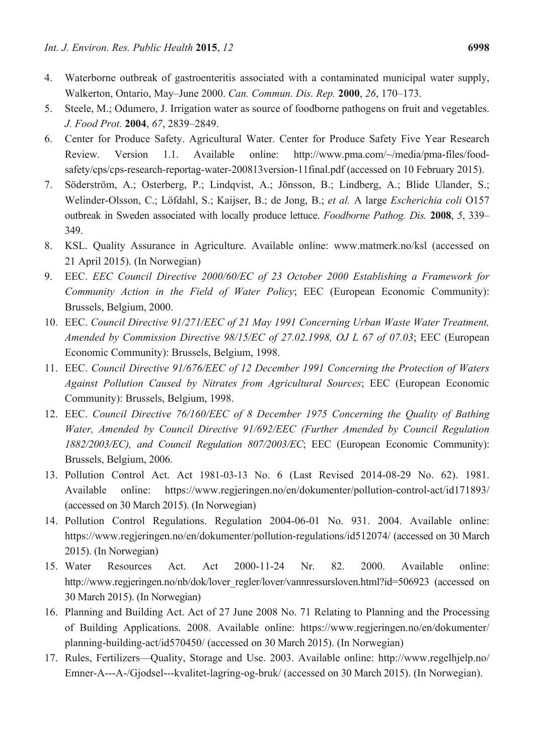4. Waterborne outbreak of gastroenteritis associated with a contaminated municipal water supply, Walkerton, Ontario, May–June 2000. *Can. Commun. Dis. Rep.* **2000**, *26*, 170–173.
5. Steele, M.; Odumero, J. Irrigation water as source of foodborne pathogens on fruit and vegetables. *J. Food Prot.* **2004**, *67*, 2839–2849.
6. Center for Produce Safety. Agricultural Water. Center for Produce Safety Five Year Research Review. Version 1.1. Available online: http://www.pma.com/~/media/pma-files/food-safety/cps/cps-research-reportag-water-200813version-11final.pdf (accessed on 10 February 2015).
7. Söderström, A.; Osterberg, P.; Lindqvist, A.; Jönsson, B.; Lindberg, A.; Blide Ulander, S.; Welinder-Olsson, C.; Löfdahl, S.; Kaijser, B.; de Jong, B.; *et al.* A large *Escherichia coli* O157 outbreak in Sweden associated with locally produce lettuce. *Foodborne Pathog. Dis.* **2008**, *5*, 339–349.
8. KSL. Quality Assurance in Agriculture. Available online: www.matmerk.no/ksl (accessed on 21 April 2015). (In Norwegian)
9. EEC. *EEC Council Directive 2000/60/EC of 23 October 2000 Establishing a Framework for Community Action in the Field of Water Policy*; EEC (European Economic Community): Brussels, Belgium, 2000.
10. EEC. *Council Directive 91/271/EEC of 21 May 1991 Concerning Urban Waste Water Treatment, Amended by Commission Directive 98/15/EC of 27.02.1998, OJ L 67 of 07.03*; EEC (European Economic Community): Brussels, Belgium, 1998.
11. EEC. *Council Directive 91/676/EEC of 12 December 1991 Concerning the Protection of Waters Against Pollution Caused by Nitrates from Agricultural Sources*; EEC (European Economic Community): Brussels, Belgium, 1998.
12. EEC. *Council Directive 76/160/EEC of 8 December 1975 Concerning the Quality of Bathing Water, Amended by Council Directive 91/692/EEC (Further Amended by Council Regulation 1882/2003/EC), and Council Regulation 807/2003/EC*; EEC (European Economic Community): Brussels, Belgium, 2006.
13. Pollution Control Act. Act 1981-03-13 No. 6 (Last Revised 2014-08-29 No. 62). 1981. Available online: https://www.regjeringen.no/en/dokumenter/pollution-control-act/id171893/ (accessed on 30 March 2015). (In Norwegian)
14. Pollution Control Regulations. Regulation 2004-06-01 No. 931. 2004. Available online: https://www.regjeringen.no/en/dokumenter/pollution-regulations/id512074/ (accessed on 30 March 2015). (In Norwegian)
15. Water Resources Act. Act 2000-11-24 Nr. 82. 2000. Available online: http://www.regjeringen.no/nb/dok/lover_regler/lover/vannressursloven.html?id=506923 (accessed on 30 March 2015). (In Norwegian)
16. Planning and Building Act. Act of 27 June 2008 No. 71 Relating to Planning and the Processing of Building Applications. 2008. Available online: https://www.regjeringen.no/en/dokumenter/planning-building-act/id570450/ (accessed on 30 March 2015). (In Norwegian)
17. Rules, Fertilizers—Quality, Storage and Use. 2003. Available online: http://www.regelhjelp.no/Emner-A---A-/Gjodsel---kvalitet-lagring-og-bruk/ (accessed on 30 March 2015). (In Norwegian).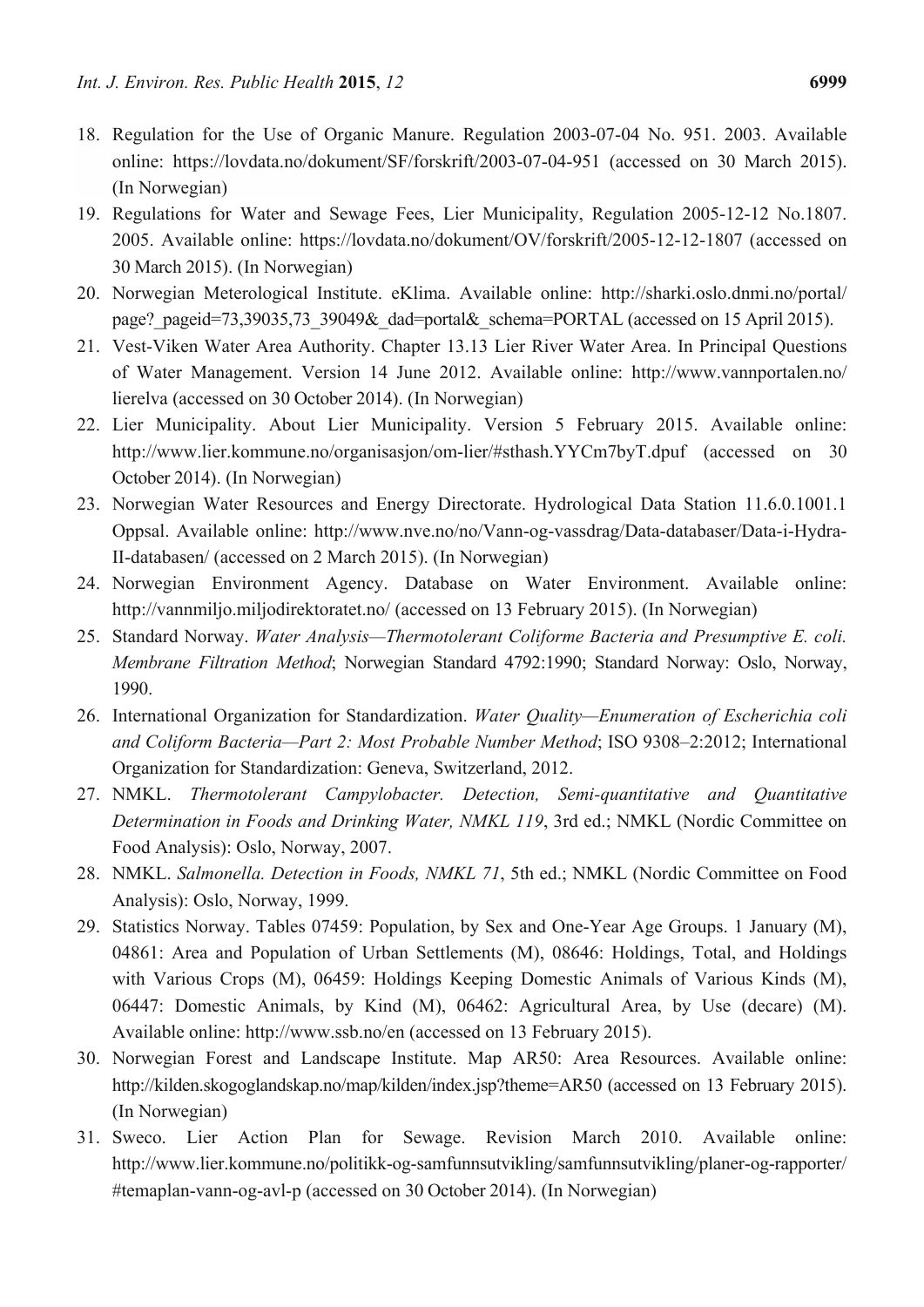18. Regulation for the Use of Organic Manure. Regulation 2003-07-04 No. 951. 2003. Available online: https://lovdata.no/dokument/SF/forskrift/2003-07-04-951 (accessed on 30 March 2015). (In Norwegian)
19. Regulations for Water and Sewage Fees, Lier Municipality, Regulation 2005-12-12 No.1807. 2005. Available online: https://lovdata.no/dokument/OV/forskrift/2005-12-12-1807 (accessed on 30 March 2015). (In Norwegian)
20. Norwegian Meterological Institute. eKlima. Available online: http://sharki.oslo.dnmi.no/portal/page?_pageid=73,39035,73_39049&_dad=portal&_schema=PORTAL (accessed on 15 April 2015).
21. Vest-Viken Water Area Authority. Chapter 13.13 Lier River Water Area. In Principal Questions of Water Management. Version 14 June 2012. Available online: http://www.vannportalen.no/lierelva (accessed on 30 October 2014). (In Norwegian)
22. Lier Municipality. About Lier Municipality. Version 5 February 2015. Available online: http://www.lier.kommune.no/organisasjon/om-lier/#sthash.YYCm7byT.dpuf (accessed on 30 October 2014). (In Norwegian)
23. Norwegian Water Resources and Energy Directorate. Hydrological Data Station 11.6.0.1001.1 Oppsal. Available online: http://www.nve.no/no/Vann-og-vassdrag/Data-databaser/Data-i-Hydra-II-databasen/ (accessed on 2 March 2015). (In Norwegian)
24. Norwegian Environment Agency. Database on Water Environment. Available online: http://vannmiljo.miljodirektoratet.no/ (accessed on 13 February 2015). (In Norwegian)
25. Standard Norway. *Water Analysis—Thermotolerant Coliforme Bacteria and Presumptive E. coli. Membrane Filtration Method*; Norwegian Standard 4792:1990; Standard Norway: Oslo, Norway, 1990.
26. International Organization for Standardization. *Water Quality—Enumeration of Escherichia coli and Coliform Bacteria—Part 2: Most Probable Number Method*; ISO 9308–2:2012; International Organization for Standardization: Geneva, Switzerland, 2012.
27. NMKL. *Thermotolerant Campylobacter. Detection, Semi-quantitative and Quantitative Determination in Foods and Drinking Water, NMKL 119*, 3rd ed.; NMKL (Nordic Committee on Food Analysis): Oslo, Norway, 2007.
28. NMKL. *Salmonella. Detection in Foods, NMKL 71*, 5th ed.; NMKL (Nordic Committee on Food Analysis): Oslo, Norway, 1999.
29. Statistics Norway. Tables 07459: Population, by Sex and One-Year Age Groups. 1 January (M), 04861: Area and Population of Urban Settlements (M), 08646: Holdings, Total, and Holdings with Various Crops (M), 06459: Holdings Keeping Domestic Animals of Various Kinds (M), 06447: Domestic Animals, by Kind (M), 06462: Agricultural Area, by Use (decare) (M). Available online: http://www.ssb.no/en (accessed on 13 February 2015).
30. Norwegian Forest and Landscape Institute. Map AR50: Area Resources. Available online: http://kilden.skogoglandskap.no/map/kilden/index.jsp?theme=AR50 (accessed on 13 February 2015). (In Norwegian)
31. Sweco. Lier Action Plan for Sewage. Revision March 2010. Available online: http://www.lier.kommune.no/politikk-og-samfunnsutvikling/samfunnsutvikling/planer-og-rapporter/#temaplan-vann-og-avl-p (accessed on 30 October 2014). (In Norwegian)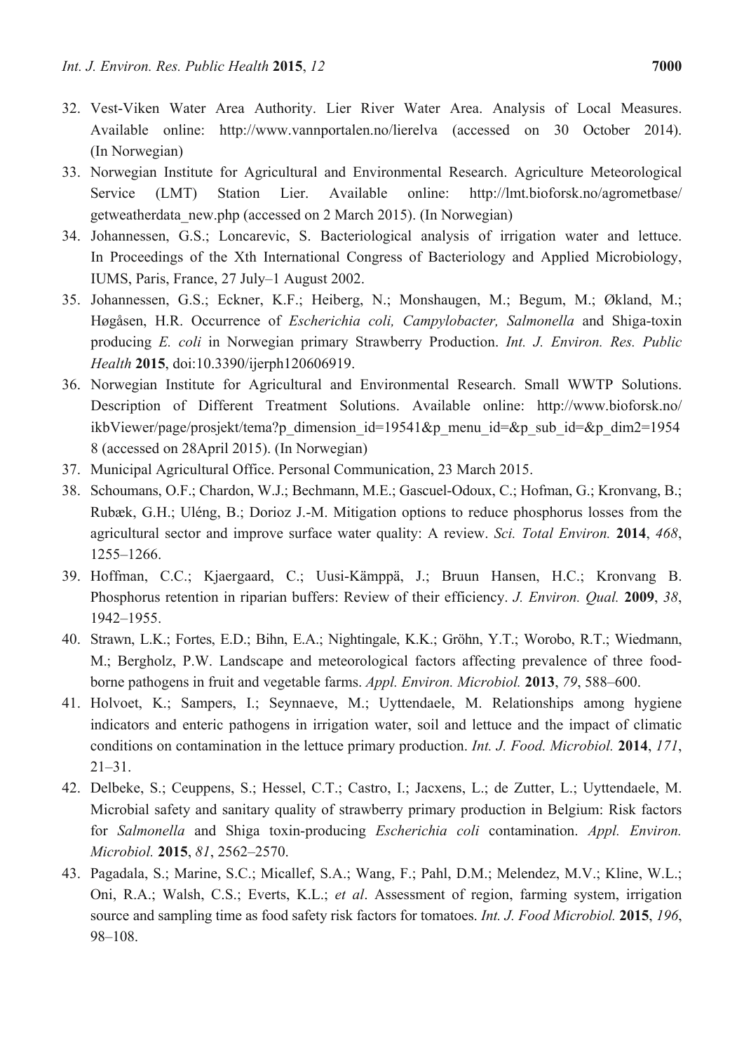32. Vest-Viken Water Area Authority. Lier River Water Area. Analysis of Local Measures. Available online: http://www.vannportalen.no/lierelva (accessed on 30 October 2014). (In Norwegian)
33. Norwegian Institute for Agricultural and Environmental Research. Agriculture Meteorological Service (LMT) Station Lier. Available online: http://lmt.bioforsk.no/agrometbase/getweatherdata_new.php (accessed on 2 March 2015). (In Norwegian)
34. Johannessen, G.S.; Loncarevic, S. Bacteriological analysis of irrigation water and lettuce. In Proceedings of the Xth International Congress of Bacteriology and Applied Microbiology, IUMS, Paris, France, 27 July–1 August 2002.
35. Johannessen, G.S.; Eckner, K.F.; Heiberg, N.; Monshaugen, M.; Begum, M.; Økland, M.; Høgåsen, H.R. Occurrence of *Escherichia coli, Campylobacter, Salmonella* and Shiga-toxin producing *E. coli* in Norwegian primary Strawberry Production. *Int. J. Environ. Res. Public Health* **2015**, doi:10.3390/ijerph120606919.
36. Norwegian Institute for Agricultural and Environmental Research. Small WWTP Solutions. Description of Different Treatment Solutions. Available online: http://www.bioforsk.no/ikbViewer/page/prosjekt/tema?p_dimension_id=19541&p_menu_id=&p_sub_id=&p_dim2=19548 (accessed on 28April 2015). (In Norwegian)
37. Municipal Agricultural Office. Personal Communication, 23 March 2015.
38. Schoumans, O.F.; Chardon, W.J.; Bechmann, M.E.; Gascuel-Odoux, C.; Hofman, G.; Kronvang, B.; Rubæk, G.H.; Ulén, B.; Dorioz J.-M. Mitigation options to reduce phosphorus losses from the agricultural sector and improve surface water quality: A review. *Sci. Total Environ.* **2014**, *468*, 1255–1266.
39. Hoffman, C.C.; Kjaergaard, C.; Uusi-Kämppä, J.; Bruun Hansen, H.C.; Kronvang B. Phosphorus retention in riparian buffers: Review of their efficiency. *J. Environ. Qual.* **2009**, *38*, 1942–1955.
40. Strawn, L.K.; Fortes, E.D.; Bihn, E.A.; Nightingale, K.K.; Gröhn, Y.T.; Worobo, R.T.; Wiedmann, M.; Bergholz, P.W. Landscape and meteorological factors affecting prevalence of three food-borne pathogens in fruit and vegetable farms. *Appl. Environ. Microbiol.* **2013**, *79*, 588–600.
41. Holvoet, K.; Sampers, I.; Seynnaeve, M.; Uyttendaele, M. Relationships among hygiene indicators and enteric pathogens in irrigation water, soil and lettuce and the impact of climatic conditions on contamination in the lettuce primary production. *Int. J. Food. Microbiol.* **2014**, *171*, 21–31.
42. Delbeke, S.; Ceuppens, S.; Hessel, C.T.; Castro, I.; Jacxens, L.; de Zutter, L.; Uyttendaele, M. Microbial safety and sanitary quality of strawberry primary production in Belgium: Risk factors for *Salmonella* and Shiga toxin-producing *Escherichia coli* contamination. *Appl. Environ. Microbiol.* **2015**, *81*, 2562–2570.
43. Pagadala, S.; Marine, S.C.; Micallef, S.A.; Wang, F.; Pahl, D.M.; Melendez, M.V.; Kline, W.L.; Oni, R.A.; Walsh, C.S.; Everts, K.L.; *et al*. Assessment of region, farming system, irrigation source and sampling time as food safety risk factors for tomatoes. *Int. J. Food Microbiol.* **2015**, *196*, 98–108.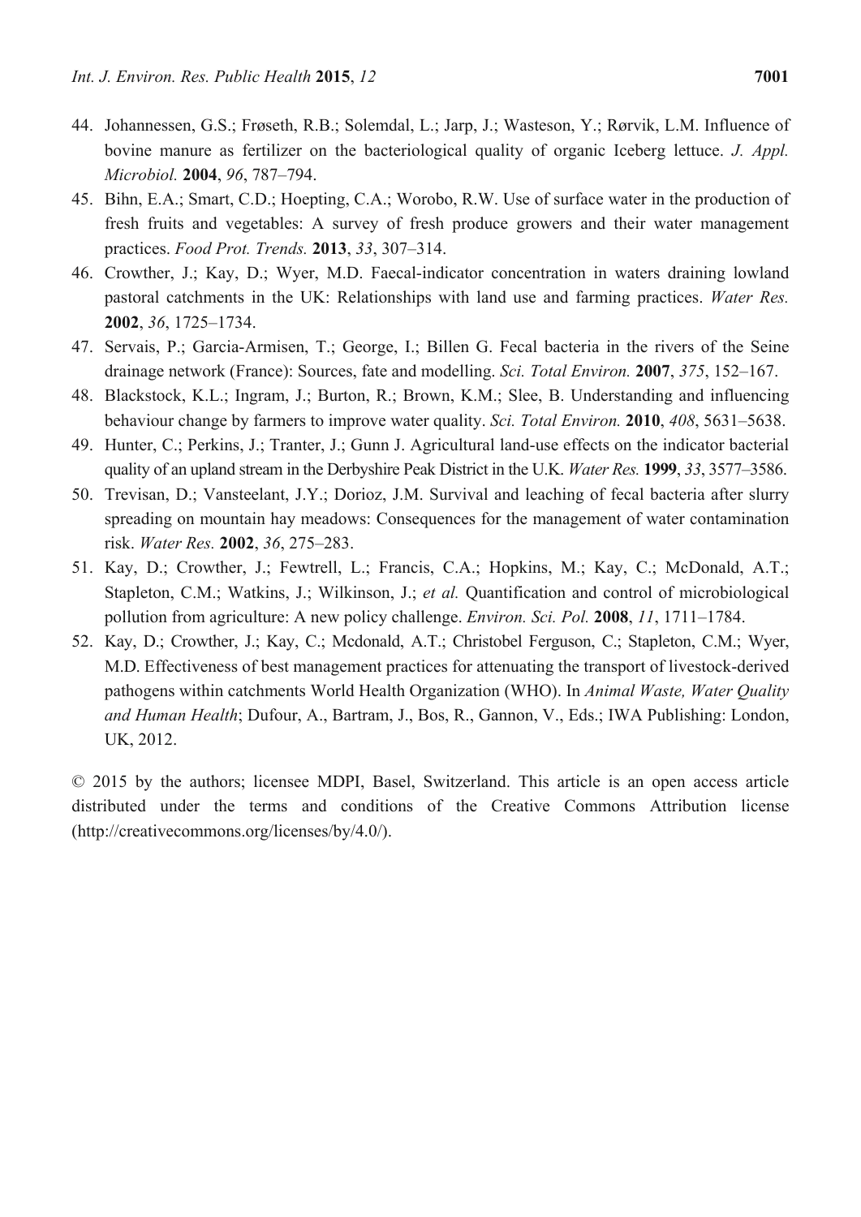44. Johannessen, G.S.; Frøseth, R.B.; Solemdal, L.; Jarp, J.; Wasteson, Y.; Rørvik, L.M. Influence of bovine manure as fertilizer on the bacteriological quality of organic Iceberg lettuce. *J. Appl. Microbiol.* **2004**, *96*, 787–794.
45. Bihn, E.A.; Smart, C.D.; Hoepting, C.A.; Worobo, R.W. Use of surface water in the production of fresh fruits and vegetables: A survey of fresh produce growers and their water management practices. *Food Prot. Trends.* **2013**, *33*, 307–314.
46. Crowther, J.; Kay, D.; Wyer, M.D. Faecal-indicator concentration in waters draining lowland pastoral catchments in the UK: Relationships with land use and farming practices. *Water Res.* **2002**, *36*, 1725–1734.
47. Servais, P.; Garcia-Armisen, T.; George, I.; Billen G. Fecal bacteria in the rivers of the Seine drainage network (France): Sources, fate and modelling. *Sci. Total Environ.* **2007**, *375*, 152–167.
48. Blackstock, K.L.; Ingram, J.; Burton, R.; Brown, K.M.; Slee, B. Understanding and influencing behaviour change by farmers to improve water quality. *Sci. Total Environ.* **2010**, *408*, 5631–5638.
49. Hunter, C.; Perkins, J.; Tranter, J.; Gunn J. Agricultural land-use effects on the indicator bacterial quality of an upland stream in the Derbyshire Peak District in the U.K. *Water Res.* **1999**, *33*, 3577–3586.
50. Trevisan, D.; Vansteelant, J.Y.; Dorioz, J.M. Survival and leaching of fecal bacteria after slurry spreading on mountain hay meadows: Consequences for the management of water contamination risk. *Water Res.* **2002**, *36*, 275–283.
51. Kay, D.; Crowther, J.; Fewtrell, L.; Francis, C.A.; Hopkins, M.; Kay, C.; McDonald, A.T.; Stapleton, C.M.; Watkins, J.; Wilkinson, J.; *et al.* Quantification and control of microbiological pollution from agriculture: A new policy challenge. *Environ. Sci. Pol.* **2008**, *11*, 1711–1784.
52. Kay, D.; Crowther, J.; Kay, C.; Mcdonald, A.T.; Christobel Ferguson, C.; Stapleton, C.M.; Wyer, M.D. Effectiveness of best management practices for attenuating the transport of livestock-derived pathogens within catchments World Health Organization (WHO). In *Animal Waste, Water Quality and Human Health*; Dufour, A., Bartram, J., Bos, R., Gannon, V., Eds.; IWA Publishing: London, UK, 2012.

© 2015 by the authors; licensee MDPI, Basel, Switzerland. This article is an open access article distributed under the terms and conditions of the Creative Commons Attribution license (http://creativecommons.org/licenses/by/4.0/).